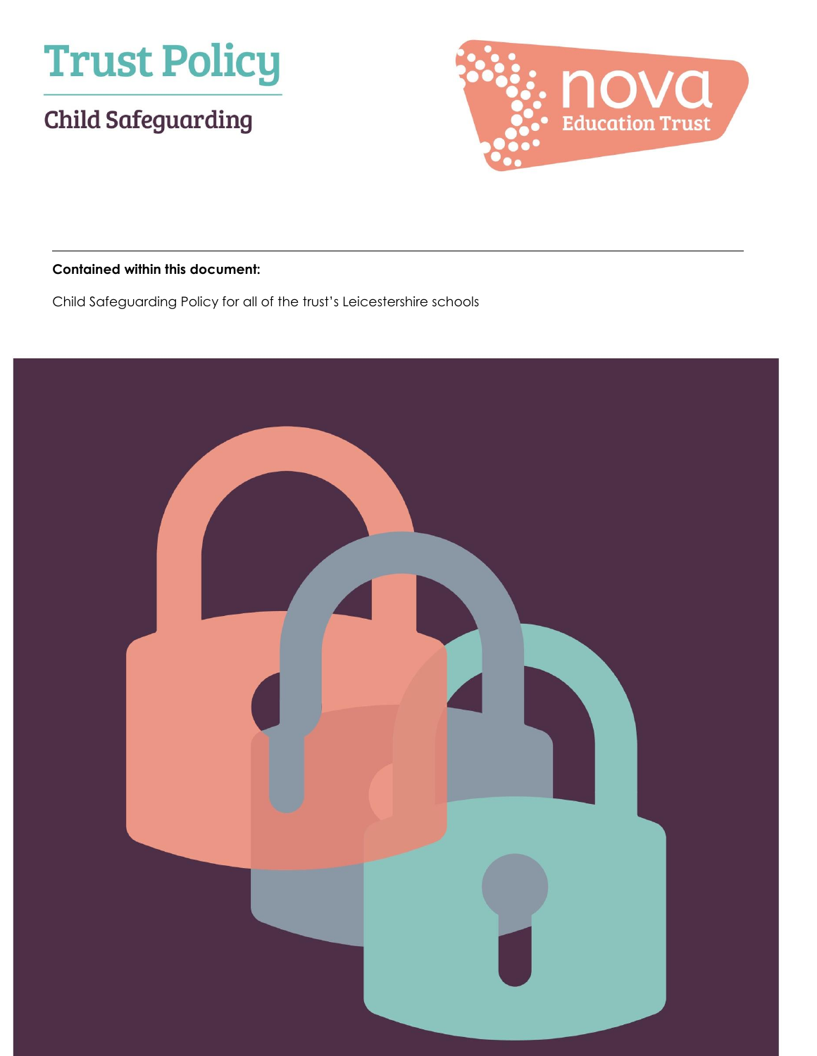# Trust Policy

## Child Safeguarding

nova Education Trust

**Contained within this document:**

Child Safeguarding Policy for all of the trust's Leicestershire schools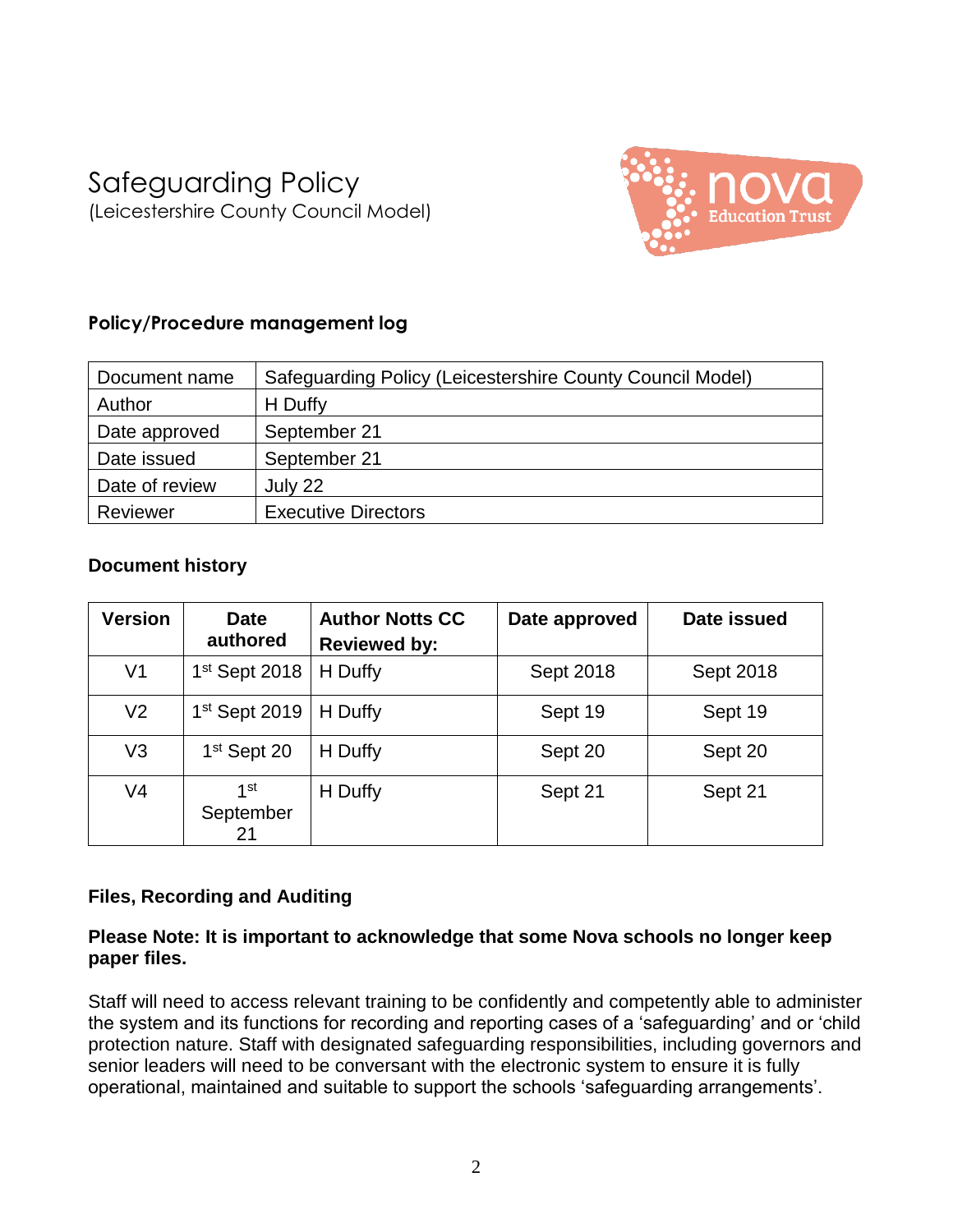# Safeguarding Policy

(Leicestershire County Council Model)

**Policy/Procedure management log**

| Document name | Safeguarding Policy (Leicestershire County Council Model) |
|---|---|
| Author | H Duffy |
| Date approved | September 21 |
| Date issued | September 21 |
| Date of review | July 22 |
| Reviewer | Executive Directors |

**Document history**

| Version | Date authored | Author Notts CC Reviewed by: | Date approved | Date issued |
|---|---|---|---|---|
| V1 | 1st Sept 2018 | H Duffy | Sept 2018 | Sept 2018 |
| V2 | 1st Sept 2019 | H Duffy | Sept 19 | Sept 19 |
| V3 | 1st Sept 20 | H Duffy | Sept 20 | Sept 20 |
| V4 | 1st September 21 | H Duffy | Sept 21 | Sept 21 |

**Files, Recording and Auditing**

**Please Note: It is important to acknowledge that some Nova schools no longer keep paper files.**

Staff will need to access relevant training to be confidently and competently able to administer the system and its functions for recording and reporting cases of a 'safeguarding' and or 'child protection nature. Staff with designated safeguarding responsibilities, including governors and senior leaders will need to be conversant with the electronic system to ensure it is fully operational, maintained and suitable to support the schools 'safeguarding arrangements'.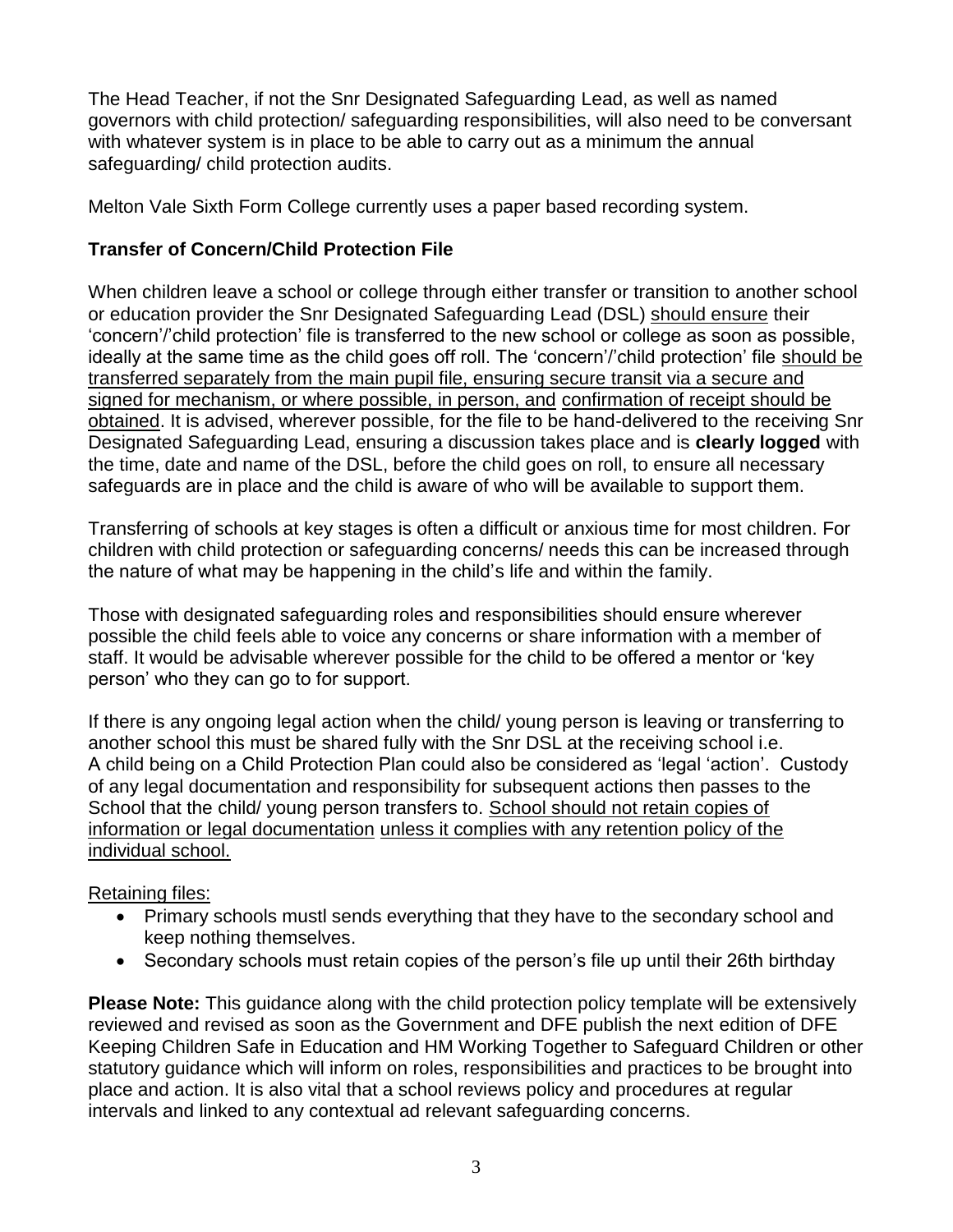The Head Teacher, if not the Snr Designated Safeguarding Lead, as well as named governors with child protection/ safeguarding responsibilities, will also need to be conversant with whatever system is in place to be able to carry out as a minimum the annual safeguarding/ child protection audits.

Melton Vale Sixth Form College currently uses a paper based recording system.

**Transfer of Concern/Child Protection File**

When children leave a school or college through either transfer or transition to another school or education provider the Snr Designated Safeguarding Lead (DSL) should ensure their 'concern'/'child protection' file is transferred to the new school or college as soon as possible, ideally at the same time as the child goes off roll. The 'concern'/'child protection' file should be transferred separately from the main pupil file, ensuring secure transit via a secure and signed for mechanism, or where possible, in person, and confirmation of receipt should be obtained. It is advised, wherever possible, for the file to be hand-delivered to the receiving Snr Designated Safeguarding Lead, ensuring a discussion takes place and is **clearly logged** with the time, date and name of the DSL, before the child goes on roll, to ensure all necessary safeguards are in place and the child is aware of who will be available to support them.

Transferring of schools at key stages is often a difficult or anxious time for most children. For children with child protection or safeguarding concerns/ needs this can be increased through the nature of what may be happening in the child's life and within the family.

Those with designated safeguarding roles and responsibilities should ensure wherever possible the child feels able to voice any concerns or share information with a member of staff. It would be advisable wherever possible for the child to be offered a mentor or 'key person' who they can go to for support.

If there is any ongoing legal action when the child/ young person is leaving or transferring to another school this must be shared fully with the Snr DSL at the receiving school i.e. A child being on a Child Protection Plan could also be considered as 'legal 'action'. Custody of any legal documentation and responsibility for subsequent actions then passes to the School that the child/ young person transfers to. School should not retain copies of information or legal documentation unless it complies with any retention policy of the individual school.

Retaining files:

- Primary schools mustl sends everything that they have to the secondary school and keep nothing themselves.
- Secondary schools must retain copies of the person's file up until their 26th birthday

**Please Note:** This guidance along with the child protection policy template will be extensively reviewed and revised as soon as the Government and DFE publish the next edition of DFE Keeping Children Safe in Education and HM Working Together to Safeguard Children or other statutory guidance which will inform on roles, responsibilities and practices to be brought into place and action. It is also vital that a school reviews policy and procedures at regular intervals and linked to any contextual ad relevant safeguarding concerns.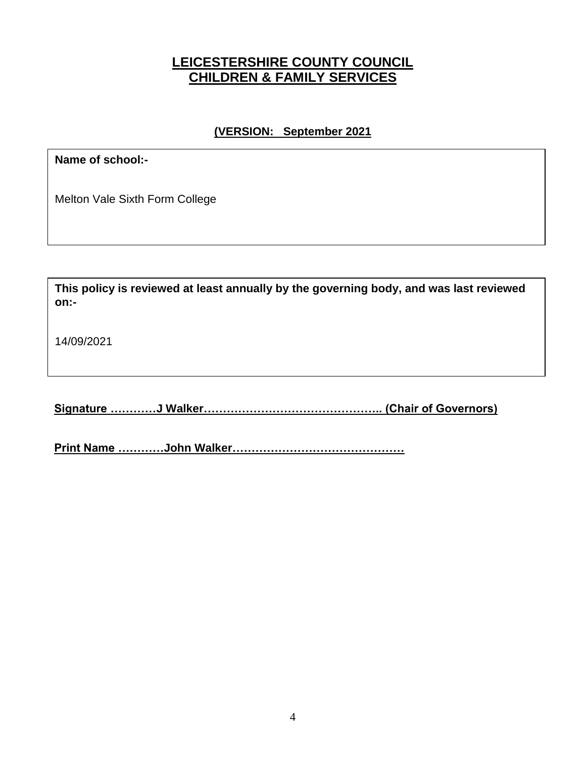# LEICESTERSHIRE COUNTY COUNCIL
# CHILDREN & FAMILY SERVICES

**(VERSION: September 2021**

| **Name of school:-** |
| --- |
| Melton Vale Sixth Form College |

| **This policy is reviewed at least annually by the governing body, and was last reviewed on:-** |
| --- |
| 14/09/2021 |

**Signature …………J Walker………………………………………….. (Chair of Governors)**

**Print Name …………John Walker………………………………………**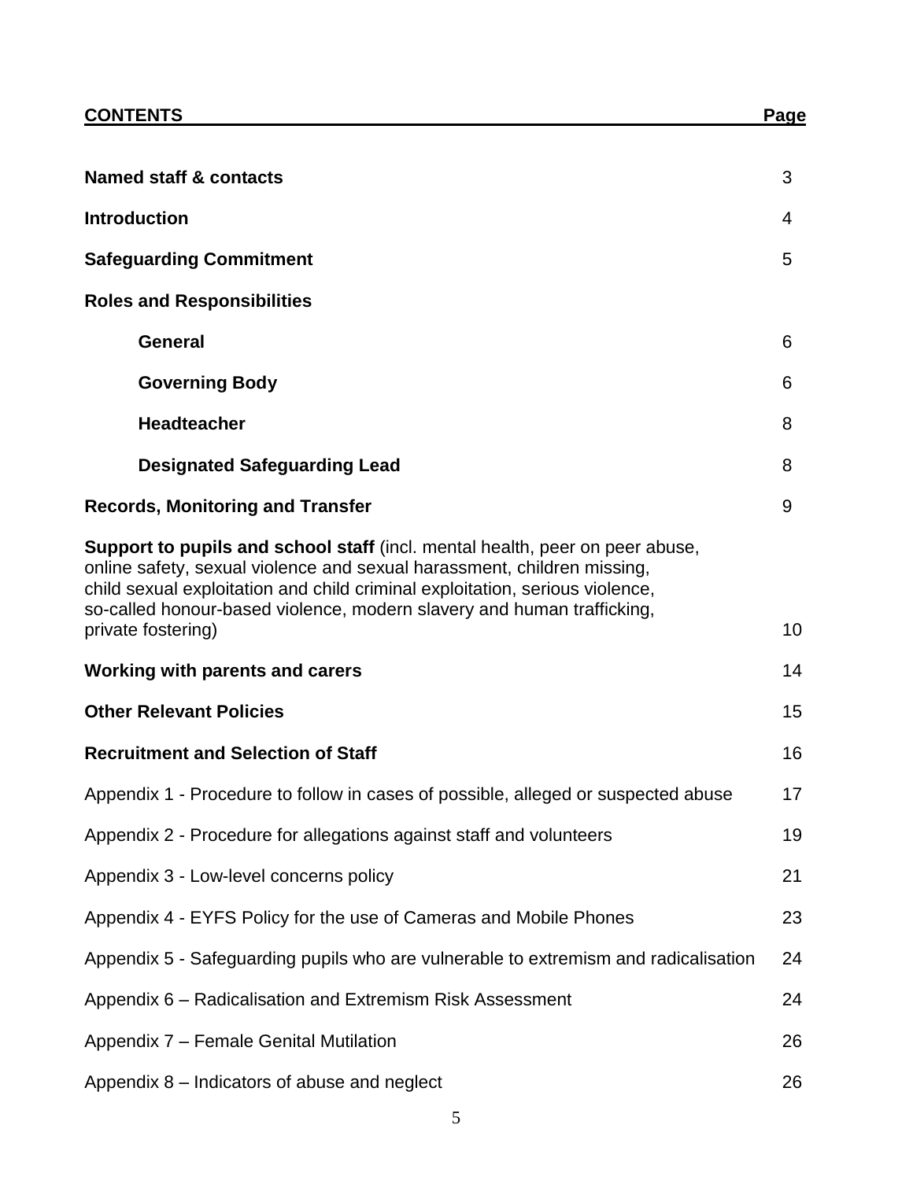| **CONTENTS** | **Page** |
|---|---|
| **Named staff & contacts** | 3 |
| **Introduction** | 4 |
| **Safeguarding Commitment** | 5 |
| **Roles and Responsibilities** | |
| **General** | 6 |
| **Governing Body** | 6 |
| **Headteacher** | 8 |
| **Designated Safeguarding Lead** | 8 |
| **Records, Monitoring and Transfer** | 9 |
| **Support to pupils and school staff** (incl. mental health, peer on peer abuse, online safety, sexual violence and sexual harassment, children missing, child sexual exploitation and child criminal exploitation, serious violence, so-called honour-based violence, modern slavery and human trafficking, private fostering) | 10 |
| **Working with parents and carers** | 14 |
| **Other Relevant Policies** | 15 |
| **Recruitment and Selection of Staff** | 16 |
| Appendix 1 - Procedure to follow in cases of possible, alleged or suspected abuse | 17 |
| Appendix 2 - Procedure for allegations against staff and volunteers | 19 |
| Appendix 3 - Low-level concerns policy | 21 |
| Appendix 4 - EYFS Policy for the use of Cameras and Mobile Phones | 23 |
| Appendix 5 - Safeguarding pupils who are vulnerable to extremism and radicalisation | 24 |
| Appendix 6 – Radicalisation and Extremism Risk Assessment | 24 |
| Appendix 7 – Female Genital Mutilation | 26 |
| Appendix 8 – Indicators of abuse and neglect | 26 |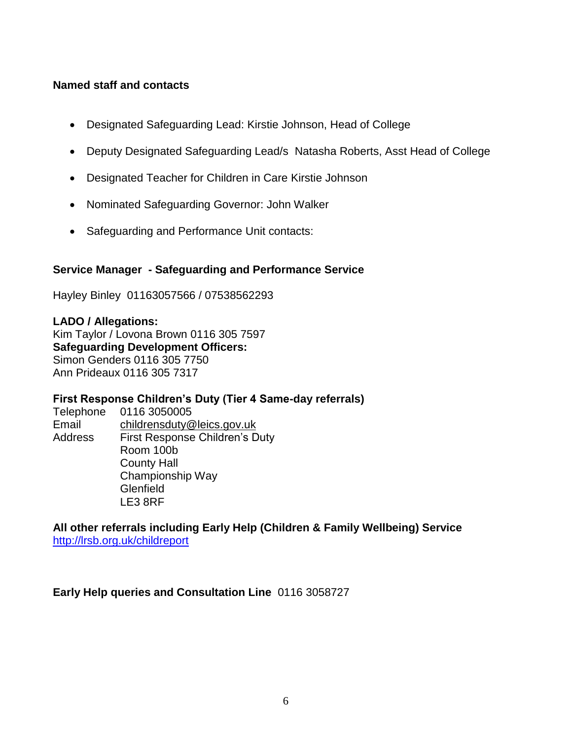**Named staff and contacts**

- Designated Safeguarding Lead: Kirstie Johnson, Head of College
- Deputy Designated Safeguarding Lead/s  Natasha Roberts, Asst Head of College
- Designated Teacher for Children in Care Kirstie Johnson
- Nominated Safeguarding Governor: John Walker
- Safeguarding and Performance Unit contacts:

**Service Manager  - Safeguarding and Performance Service**

Hayley Binley  01163057566 / 07538562293

**LADO / Allegations:**
Kim Taylor / Lovona Brown 0116 305 7597
**Safeguarding Development Officers:**
Simon Genders 0116 305 7750
Ann Prideaux 0116 305 7317

**First Response Children's Duty (Tier 4 Same-day referrals)**

Telephone    0116 3050005
Email    childrensduty@leics.gov.uk
Address    First Response Children's Duty
Room 100b
County Hall
Championship Way
Glenfield
LE3 8RF

**All other referrals including Early Help (Children & Family Wellbeing) Service**
http://lrsb.org.uk/childreport

**Early Help queries and Consultation Line**  0116 3058727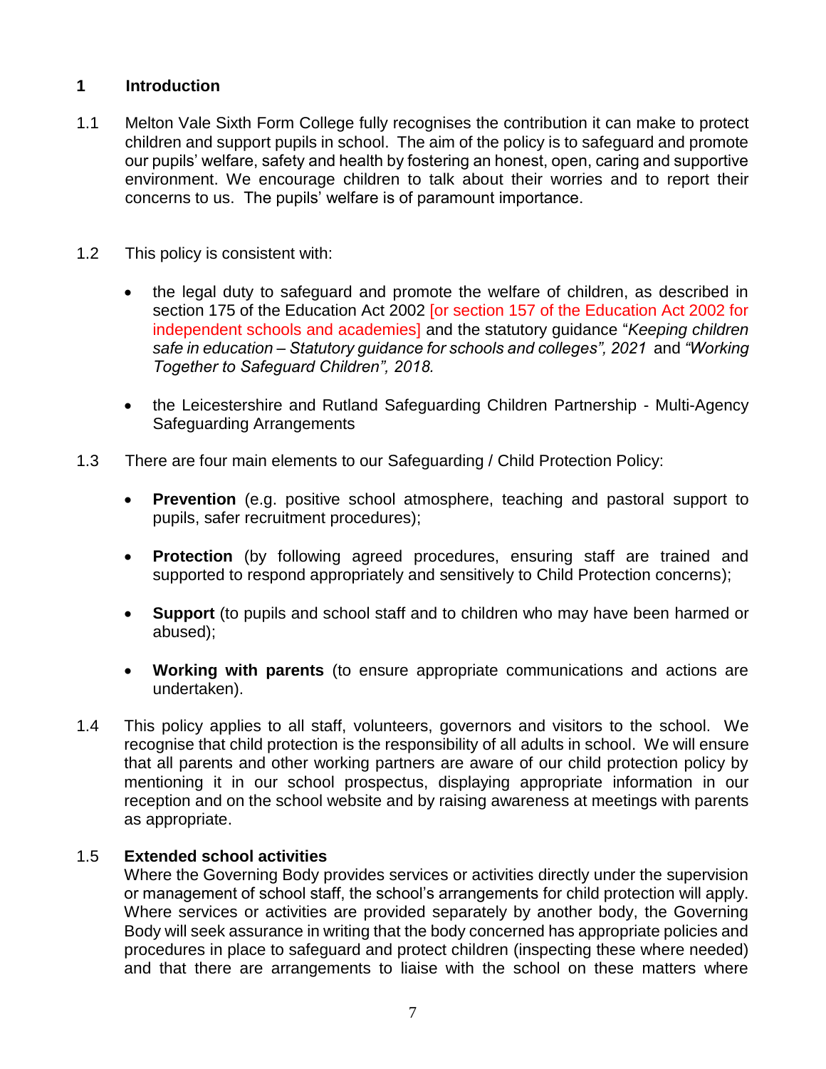# 1 Introduction

1.1 Melton Vale Sixth Form College fully recognises the contribution it can make to protect children and support pupils in school. The aim of the policy is to safeguard and promote our pupils' welfare, safety and health by fostering an honest, open, caring and supportive environment. We encourage children to talk about their worries and to report their concerns to us. The pupils' welfare is of paramount importance.

1.2 This policy is consistent with:

- the legal duty to safeguard and promote the welfare of children, as described in section 175 of the Education Act 2002 [or section 157 of the Education Act 2002 for independent schools and academies] and the statutory guidance "*Keeping children safe in education – Statutory guidance for schools and colleges", 2021* and *"Working Together to Safeguard Children", 2018.*

- the Leicestershire and Rutland Safeguarding Children Partnership - Multi-Agency Safeguarding Arrangements

1.3 There are four main elements to our Safeguarding / Child Protection Policy:

- **Prevention** (e.g. positive school atmosphere, teaching and pastoral support to pupils, safer recruitment procedures);

- **Protection** (by following agreed procedures, ensuring staff are trained and supported to respond appropriately and sensitively to Child Protection concerns);

- **Support** (to pupils and school staff and to children who may have been harmed or abused);

- **Working with parents** (to ensure appropriate communications and actions are undertaken).

1.4 This policy applies to all staff, volunteers, governors and visitors to the school. We recognise that child protection is the responsibility of all adults in school. We will ensure that all parents and other working partners are aware of our child protection policy by mentioning it in our school prospectus, displaying appropriate information in our reception and on the school website and by raising awareness at meetings with parents as appropriate.

1.5 **Extended school activities**

Where the Governing Body provides services or activities directly under the supervision or management of school staff, the school's arrangements for child protection will apply. Where services or activities are provided separately by another body, the Governing Body will seek assurance in writing that the body concerned has appropriate policies and procedures in place to safeguard and protect children (inspecting these where needed) and that there are arrangements to liaise with the school on these matters where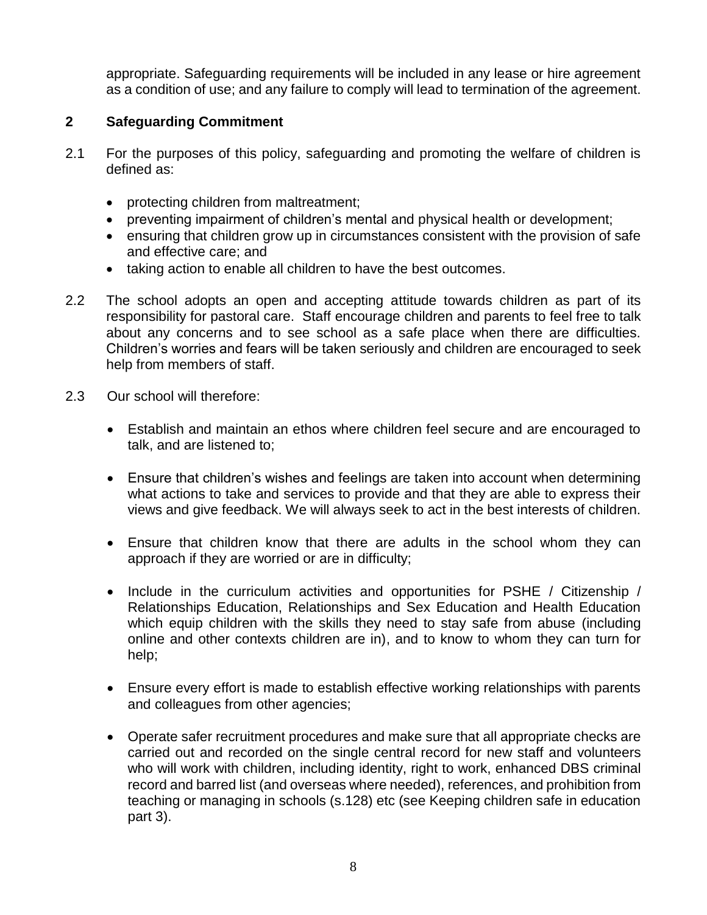appropriate. Safeguarding requirements will be included in any lease or hire agreement as a condition of use; and any failure to comply will lead to termination of the agreement.

## 2 Safeguarding Commitment

2.1 For the purposes of this policy, safeguarding and promoting the welfare of children is defined as:

- protecting children from maltreatment;
- preventing impairment of children's mental and physical health or development;
- ensuring that children grow up in circumstances consistent with the provision of safe and effective care; and
- taking action to enable all children to have the best outcomes.

2.2 The school adopts an open and accepting attitude towards children as part of its responsibility for pastoral care. Staff encourage children and parents to feel free to talk about any concerns and to see school as a safe place when there are difficulties. Children's worries and fears will be taken seriously and children are encouraged to seek help from members of staff.

2.3 Our school will therefore:

- Establish and maintain an ethos where children feel secure and are encouraged to talk, and are listened to;

- Ensure that children's wishes and feelings are taken into account when determining what actions to take and services to provide and that they are able to express their views and give feedback. We will always seek to act in the best interests of children.

- Ensure that children know that there are adults in the school whom they can approach if they are worried or are in difficulty;

- Include in the curriculum activities and opportunities for PSHE / Citizenship / Relationships Education, Relationships and Sex Education and Health Education which equip children with the skills they need to stay safe from abuse (including online and other contexts children are in), and to know to whom they can turn for help;

- Ensure every effort is made to establish effective working relationships with parents and colleagues from other agencies;

- Operate safer recruitment procedures and make sure that all appropriate checks are carried out and recorded on the single central record for new staff and volunteers who will work with children, including identity, right to work, enhanced DBS criminal record and barred list (and overseas where needed), references, and prohibition from teaching or managing in schools (s.128) etc (see Keeping children safe in education part 3).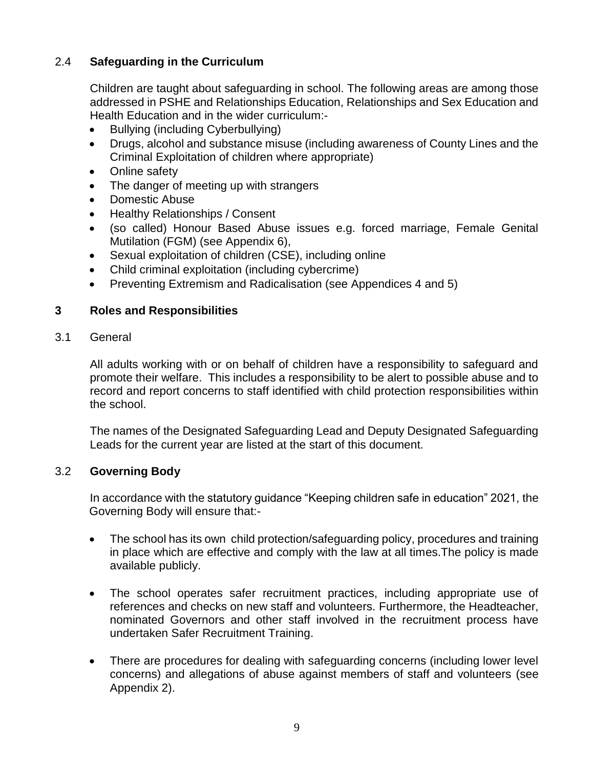### 2.4 Safeguarding in the Curriculum

Children are taught about safeguarding in school. The following areas are among those addressed in PSHE and Relationships Education, Relationships and Sex Education and Health Education and in the wider curriculum:-

- Bullying (including Cyberbullying)
- Drugs, alcohol and substance misuse (including awareness of County Lines and the Criminal Exploitation of children where appropriate)
- Online safety
- The danger of meeting up with strangers
- Domestic Abuse
- Healthy Relationships / Consent
- (so called) Honour Based Abuse issues e.g. forced marriage, Female Genital Mutilation (FGM) (see Appendix 6),
- Sexual exploitation of children (CSE), including online
- Child criminal exploitation (including cybercrime)
- Preventing Extremism and Radicalisation (see Appendices 4 and 5)

## 3 Roles and Responsibilities

### 3.1 General

All adults working with or on behalf of children have a responsibility to safeguard and promote their welfare. This includes a responsibility to be alert to possible abuse and to record and report concerns to staff identified with child protection responsibilities within the school.

The names of the Designated Safeguarding Lead and Deputy Designated Safeguarding Leads for the current year are listed at the start of this document.

### 3.2 Governing Body

In accordance with the statutory guidance "Keeping children safe in education" 2021, the Governing Body will ensure that:-

- The school has its own child protection/safeguarding policy, procedures and training in place which are effective and comply with the law at all times.The policy is made available publicly.

- The school operates safer recruitment practices, including appropriate use of references and checks on new staff and volunteers. Furthermore, the Headteacher, nominated Governors and other staff involved in the recruitment process have undertaken Safer Recruitment Training.

- There are procedures for dealing with safeguarding concerns (including lower level concerns) and allegations of abuse against members of staff and volunteers (see Appendix 2).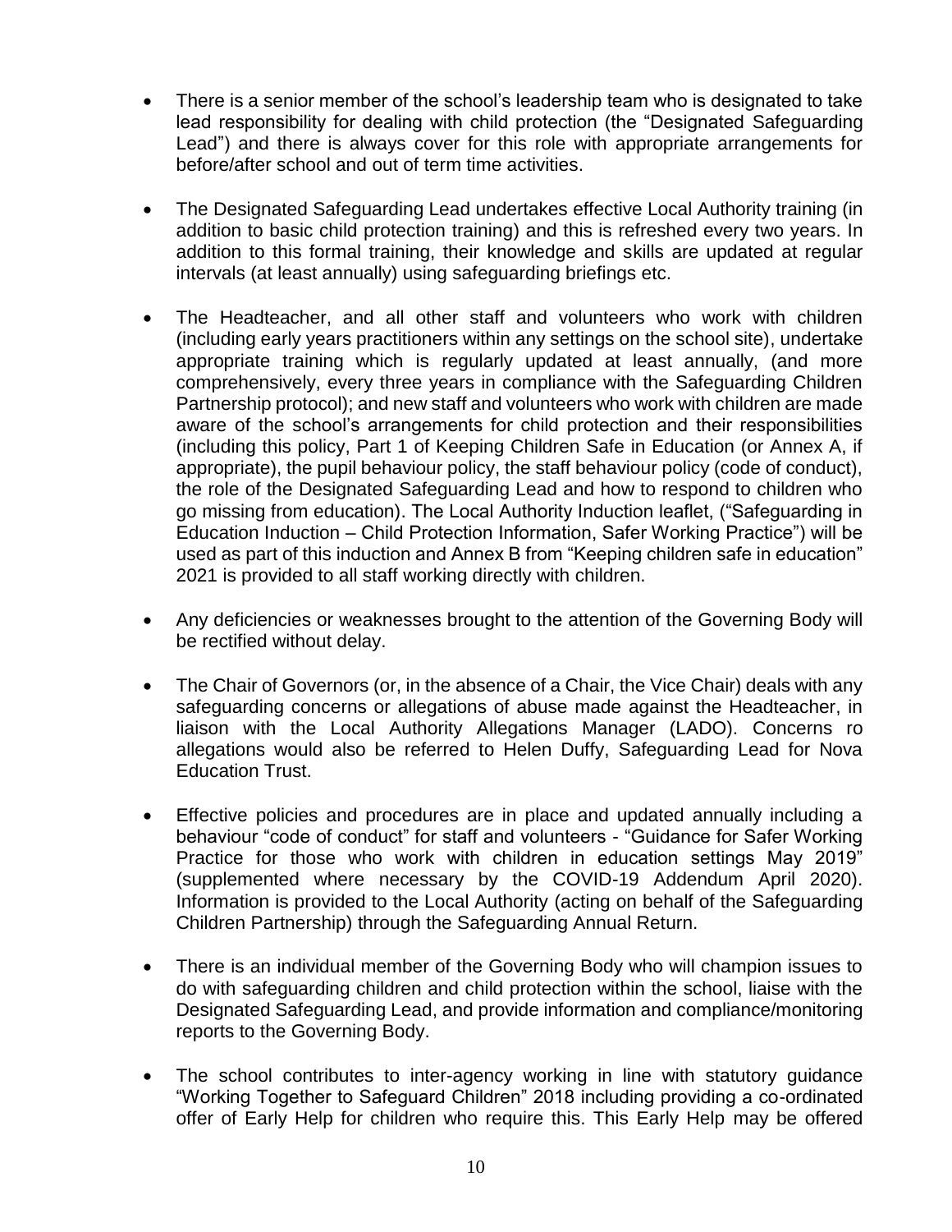- There is a senior member of the school's leadership team who is designated to take lead responsibility for dealing with child protection (the "Designated Safeguarding Lead") and there is always cover for this role with appropriate arrangements for before/after school and out of term time activities.

- The Designated Safeguarding Lead undertakes effective Local Authority training (in addition to basic child protection training) and this is refreshed every two years. In addition to this formal training, their knowledge and skills are updated at regular intervals (at least annually) using safeguarding briefings etc.

- The Headteacher, and all other staff and volunteers who work with children (including early years practitioners within any settings on the school site), undertake appropriate training which is regularly updated at least annually, (and more comprehensively, every three years in compliance with the Safeguarding Children Partnership protocol); and new staff and volunteers who work with children are made aware of the school's arrangements for child protection and their responsibilities (including this policy, Part 1 of Keeping Children Safe in Education (or Annex A, if appropriate), the pupil behaviour policy, the staff behaviour policy (code of conduct), the role of the Designated Safeguarding Lead and how to respond to children who go missing from education). The Local Authority Induction leaflet, ("Safeguarding in Education Induction – Child Protection Information, Safer Working Practice") will be used as part of this induction and Annex B from "Keeping children safe in education" 2021 is provided to all staff working directly with children.

- Any deficiencies or weaknesses brought to the attention of the Governing Body will be rectified without delay.

- The Chair of Governors (or, in the absence of a Chair, the Vice Chair) deals with any safeguarding concerns or allegations of abuse made against the Headteacher, in liaison with the Local Authority Allegations Manager (LADO). Concerns ro allegations would also be referred to Helen Duffy, Safeguarding Lead for Nova Education Trust.

- Effective policies and procedures are in place and updated annually including a behaviour "code of conduct" for staff and volunteers - "Guidance for Safer Working Practice for those who work with children in education settings May 2019" (supplemented where necessary by the COVID-19 Addendum April 2020). Information is provided to the Local Authority (acting on behalf of the Safeguarding Children Partnership) through the Safeguarding Annual Return.

- There is an individual member of the Governing Body who will champion issues to do with safeguarding children and child protection within the school, liaise with the Designated Safeguarding Lead, and provide information and compliance/monitoring reports to the Governing Body.

- The school contributes to inter-agency working in line with statutory guidance "Working Together to Safeguard Children" 2018 including providing a co-ordinated offer of Early Help for children who require this. This Early Help may be offered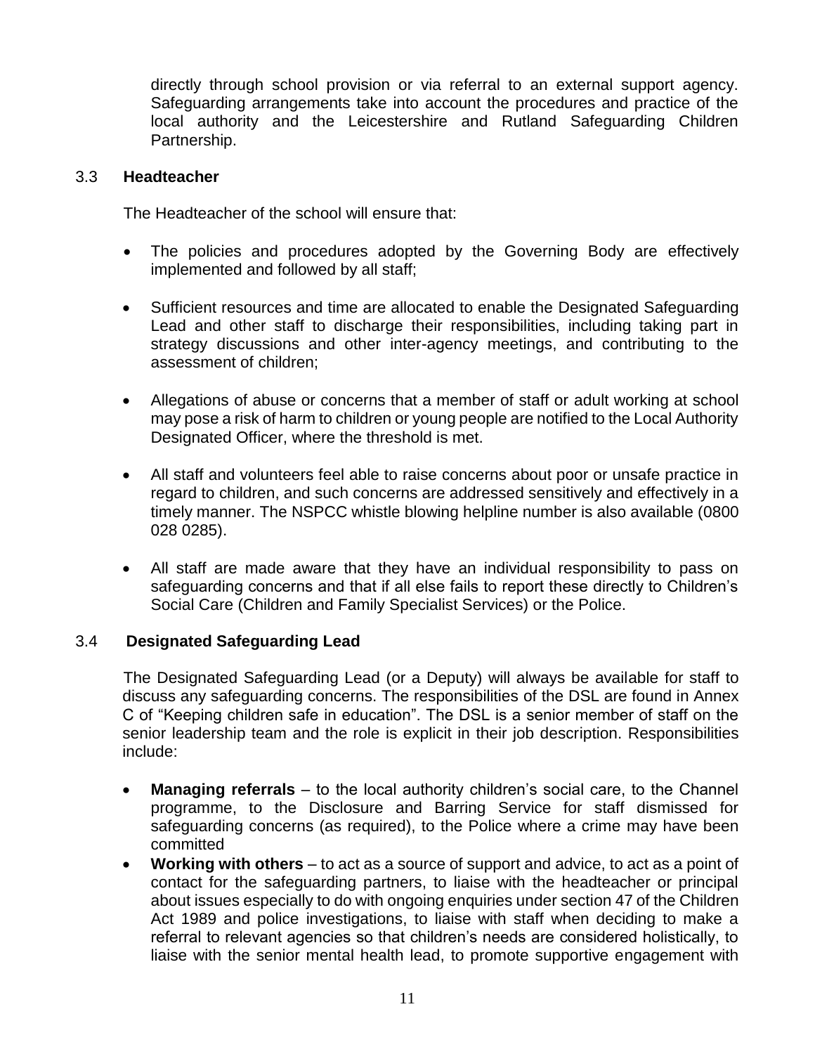directly through school provision or via referral to an external support agency. Safeguarding arrangements take into account the procedures and practice of the local authority and the Leicestershire and Rutland Safeguarding Children Partnership.

### 3.3 Headteacher

The Headteacher of the school will ensure that:

- The policies and procedures adopted by the Governing Body are effectively implemented and followed by all staff;
- Sufficient resources and time are allocated to enable the Designated Safeguarding Lead and other staff to discharge their responsibilities, including taking part in strategy discussions and other inter-agency meetings, and contributing to the assessment of children;
- Allegations of abuse or concerns that a member of staff or adult working at school may pose a risk of harm to children or young people are notified to the Local Authority Designated Officer, where the threshold is met.
- All staff and volunteers feel able to raise concerns about poor or unsafe practice in regard to children, and such concerns are addressed sensitively and effectively in a timely manner. The NSPCC whistle blowing helpline number is also available (0800 028 0285).
- All staff are made aware that they have an individual responsibility to pass on safeguarding concerns and that if all else fails to report these directly to Children's Social Care (Children and Family Specialist Services) or the Police.

### 3.4 Designated Safeguarding Lead

The Designated Safeguarding Lead (or a Deputy) will always be available for staff to discuss any safeguarding concerns. The responsibilities of the DSL are found in Annex C of "Keeping children safe in education". The DSL is a senior member of staff on the senior leadership team and the role is explicit in their job description. Responsibilities include:

- **Managing referrals** – to the local authority children's social care, to the Channel programme, to the Disclosure and Barring Service for staff dismissed for safeguarding concerns (as required), to the Police where a crime may have been committed
- **Working with others** – to act as a source of support and advice, to act as a point of contact for the safeguarding partners, to liaise with the headteacher or principal about issues especially to do with ongoing enquiries under section 47 of the Children Act 1989 and police investigations, to liaise with staff when deciding to make a referral to relevant agencies so that children's needs are considered holistically, to liaise with the senior mental health lead, to promote supportive engagement with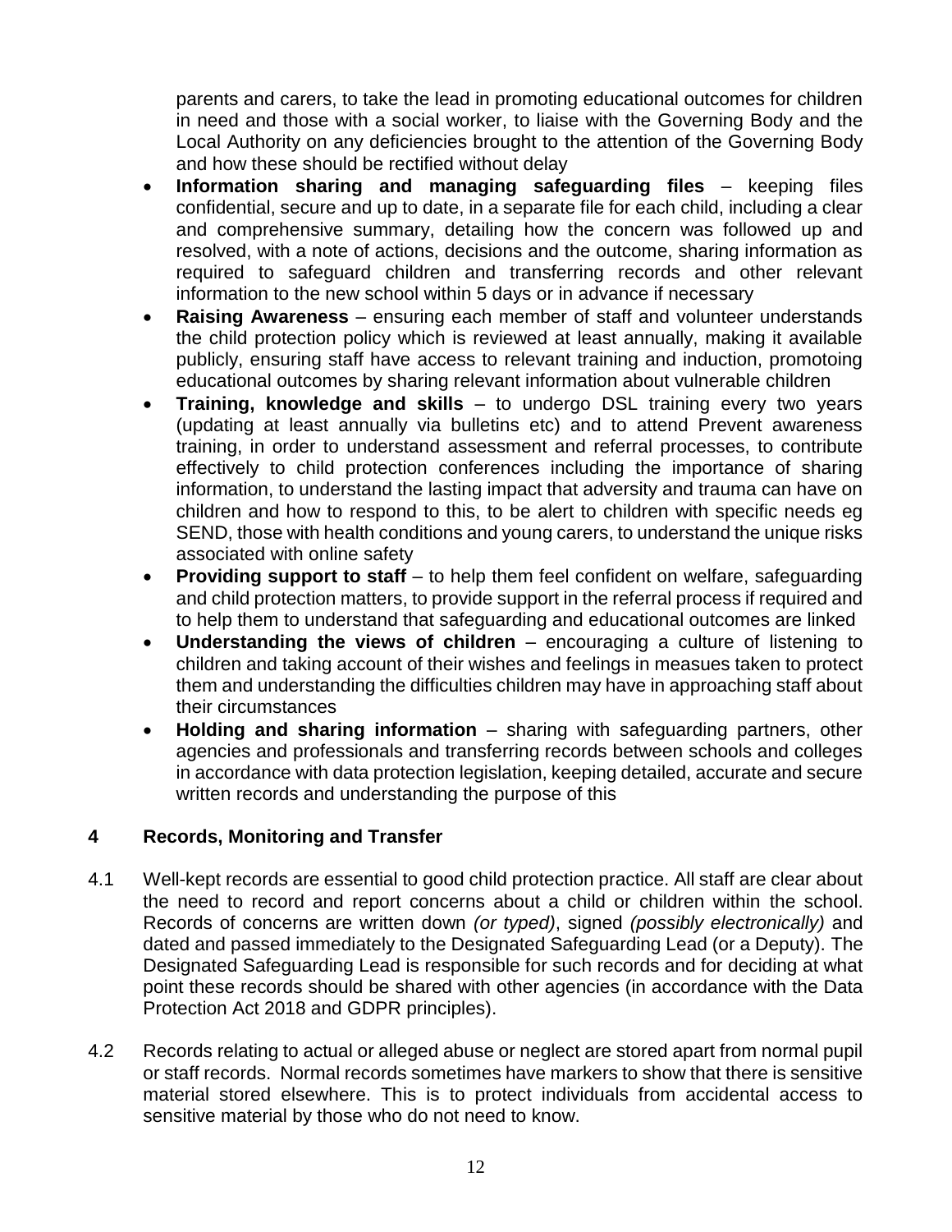parents and carers, to take the lead in promoting educational outcomes for children in need and those with a social worker, to liaise with the Governing Body and the Local Authority on any deficiencies brought to the attention of the Governing Body and how these should be rectified without delay

- **Information sharing and managing safeguarding files** – keeping files confidential, secure and up to date, in a separate file for each child, including a clear and comprehensive summary, detailing how the concern was followed up and resolved, with a note of actions, decisions and the outcome, sharing information as required to safeguard children and transferring records and other relevant information to the new school within 5 days or in advance if necessary
- **Raising Awareness** – ensuring each member of staff and volunteer understands the child protection policy which is reviewed at least annually, making it available publicly, ensuring staff have access to relevant training and induction, promotoing educational outcomes by sharing relevant information about vulnerable children
- **Training, knowledge and skills** – to undergo DSL training every two years (updating at least annually via bulletins etc) and to attend Prevent awareness training, in order to understand assessment and referral processes, to contribute effectively to child protection conferences including the importance of sharing information, to understand the lasting impact that adversity and trauma can have on children and how to respond to this, to be alert to children with specific needs eg SEND, those with health conditions and young carers, to understand the unique risks associated with online safety
- **Providing support to staff** – to help them feel confident on welfare, safeguarding and child protection matters, to provide support in the referral process if required and to help them to understand that safeguarding and educational outcomes are linked
- **Understanding the views of children** – encouraging a culture of listening to children and taking account of their wishes and feelings in measues taken to protect them and understanding the difficulties children may have in approaching staff about their circumstances
- **Holding and sharing information** – sharing with safeguarding partners, other agencies and professionals and transferring records between schools and colleges in accordance with data protection legislation, keeping detailed, accurate and secure written records and understanding the purpose of this

## 4 Records, Monitoring and Transfer

4.1 Well-kept records are essential to good child protection practice. All staff are clear about the need to record and report concerns about a child or children within the school. Records of concerns are written down *(or typed)*, signed *(possibly electronically)* and dated and passed immediately to the Designated Safeguarding Lead (or a Deputy). The Designated Safeguarding Lead is responsible for such records and for deciding at what point these records should be shared with other agencies (in accordance with the Data Protection Act 2018 and GDPR principles).

4.2 Records relating to actual or alleged abuse or neglect are stored apart from normal pupil or staff records. Normal records sometimes have markers to show that there is sensitive material stored elsewhere. This is to protect individuals from accidental access to sensitive material by those who do not need to know.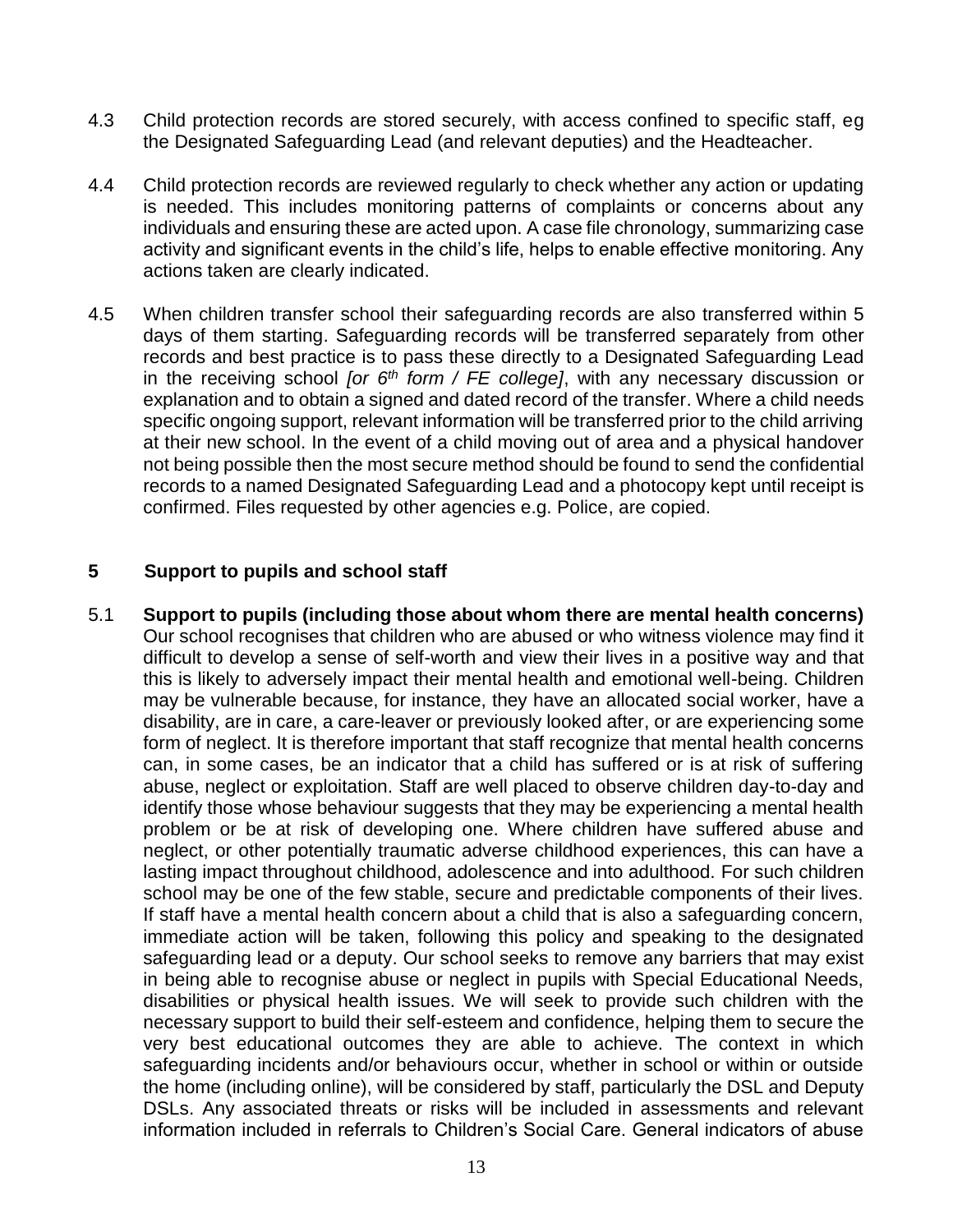4.3 Child protection records are stored securely, with access confined to specific staff, eg the Designated Safeguarding Lead (and relevant deputies) and the Headteacher.

4.4 Child protection records are reviewed regularly to check whether any action or updating is needed. This includes monitoring patterns of complaints or concerns about any individuals and ensuring these are acted upon. A case file chronology, summarizing case activity and significant events in the child's life, helps to enable effective monitoring. Any actions taken are clearly indicated.

4.5 When children transfer school their safeguarding records are also transferred within 5 days of them starting. Safeguarding records will be transferred separately from other records and best practice is to pass these directly to a Designated Safeguarding Lead in the receiving school *[or 6th form / FE college]*, with any necessary discussion or explanation and to obtain a signed and dated record of the transfer. Where a child needs specific ongoing support, relevant information will be transferred prior to the child arriving at their new school. In the event of a child moving out of area and a physical handover not being possible then the most secure method should be found to send the confidential records to a named Designated Safeguarding Lead and a photocopy kept until receipt is confirmed. Files requested by other agencies e.g. Police, are copied.

## 5 Support to pupils and school staff

5.1 **Support to pupils (including those about whom there are mental health concerns)** Our school recognises that children who are abused or who witness violence may find it difficult to develop a sense of self-worth and view their lives in a positive way and that this is likely to adversely impact their mental health and emotional well-being. Children may be vulnerable because, for instance, they have an allocated social worker, have a disability, are in care, a care-leaver or previously looked after, or are experiencing some form of neglect. It is therefore important that staff recognize that mental health concerns can, in some cases, be an indicator that a child has suffered or is at risk of suffering abuse, neglect or exploitation. Staff are well placed to observe children day-to-day and identify those whose behaviour suggests that they may be experiencing a mental health problem or be at risk of developing one. Where children have suffered abuse and neglect, or other potentially traumatic adverse childhood experiences, this can have a lasting impact throughout childhood, adolescence and into adulthood. For such children school may be one of the few stable, secure and predictable components of their lives. If staff have a mental health concern about a child that is also a safeguarding concern, immediate action will be taken, following this policy and speaking to the designated safeguarding lead or a deputy. Our school seeks to remove any barriers that may exist in being able to recognise abuse or neglect in pupils with Special Educational Needs, disabilities or physical health issues. We will seek to provide such children with the necessary support to build their self-esteem and confidence, helping them to secure the very best educational outcomes they are able to achieve. The context in which safeguarding incidents and/or behaviours occur, whether in school or within or outside the home (including online), will be considered by staff, particularly the DSL and Deputy DSLs. Any associated threats or risks will be included in assessments and relevant information included in referrals to Children's Social Care. General indicators of abuse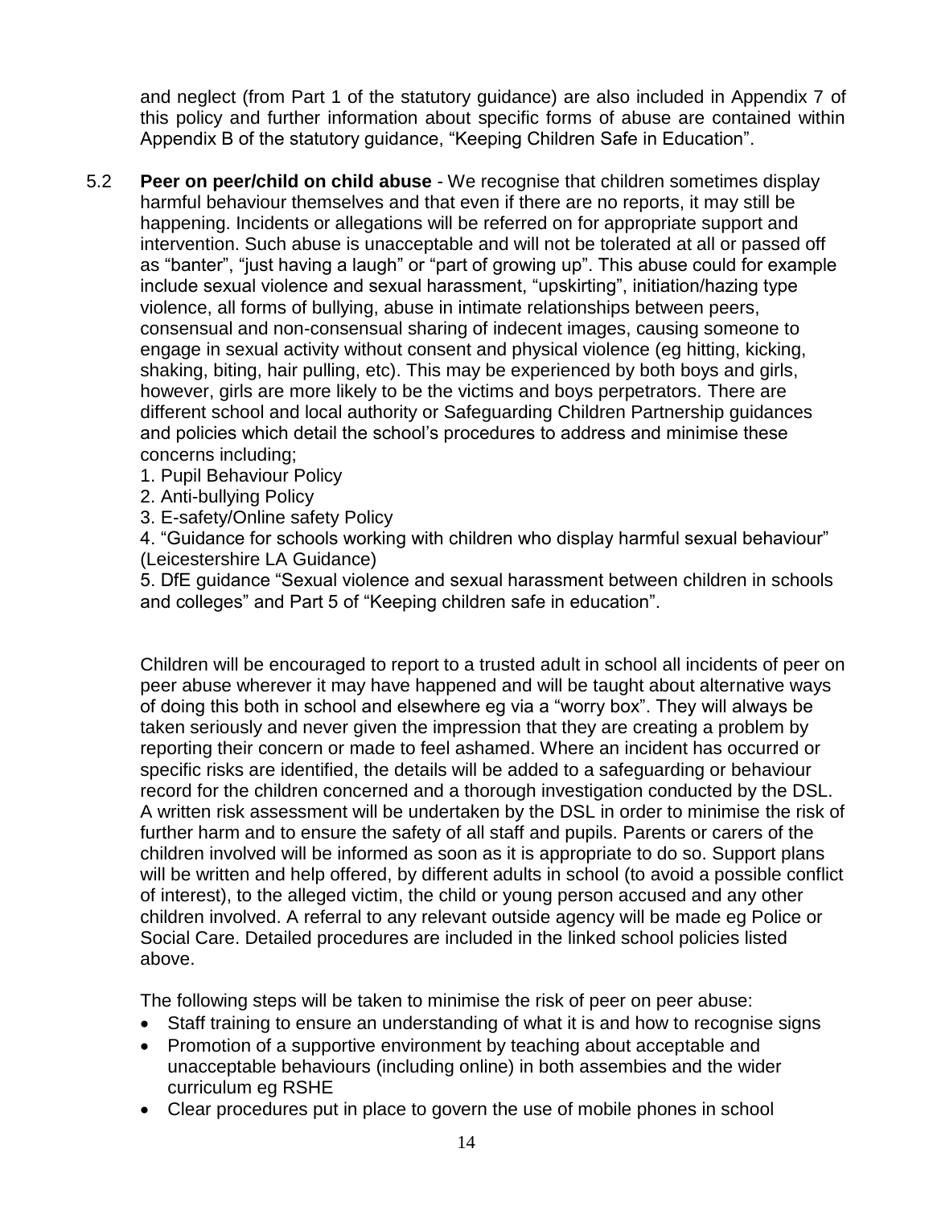and neglect (from Part 1 of the statutory guidance) are also included in Appendix 7 of this policy and further information about specific forms of abuse are contained within Appendix B of the statutory guidance, "Keeping Children Safe in Education".

5.2 **Peer on peer/child on child abuse** - We recognise that children sometimes display harmful behaviour themselves and that even if there are no reports, it may still be happening. Incidents or allegations will be referred on for appropriate support and intervention. Such abuse is unacceptable and will not be tolerated at all or passed off as "banter", "just having a laugh" or "part of growing up". This abuse could for example include sexual violence and sexual harassment, "upskirting", initiation/hazing type violence, all forms of bullying, abuse in intimate relationships between peers, consensual and non-consensual sharing of indecent images, causing someone to engage in sexual activity without consent and physical violence (eg hitting, kicking, shaking, biting, hair pulling, etc). This may be experienced by both boys and girls, however, girls are more likely to be the victims and boys perpetrators. There are different school and local authority or Safeguarding Children Partnership guidances and policies which detail the school's procedures to address and minimise these concerns including;

1. Pupil Behaviour Policy
2. Anti-bullying Policy
3. E-safety/Online safety Policy
4. "Guidance for schools working with children who display harmful sexual behaviour" (Leicestershire LA Guidance)
5. DfE guidance "Sexual violence and sexual harassment between children in schools and colleges" and Part 5 of "Keeping children safe in education".

Children will be encouraged to report to a trusted adult in school all incidents of peer on peer abuse wherever it may have happened and will be taught about alternative ways of doing this both in school and elsewhere eg via a "worry box". They will always be taken seriously and never given the impression that they are creating a problem by reporting their concern or made to feel ashamed. Where an incident has occurred or specific risks are identified, the details will be added to a safeguarding or behaviour record for the children concerned and a thorough investigation conducted by the DSL. A written risk assessment will be undertaken by the DSL in order to minimise the risk of further harm and to ensure the safety of all staff and pupils. Parents or carers of the children involved will be informed as soon as it is appropriate to do so. Support plans will be written and help offered, by different adults in school (to avoid a possible conflict of interest), to the alleged victim, the child or young person accused and any other children involved. A referral to any relevant outside agency will be made eg Police or Social Care. Detailed procedures are included in the linked school policies listed above.

The following steps will be taken to minimise the risk of peer on peer abuse:

- Staff training to ensure an understanding of what it is and how to recognise signs
- Promotion of a supportive environment by teaching about acceptable and unacceptable behaviours (including online) in both assemblies and the wider curriculum eg RSHE
- Clear procedures put in place to govern the use of mobile phones in school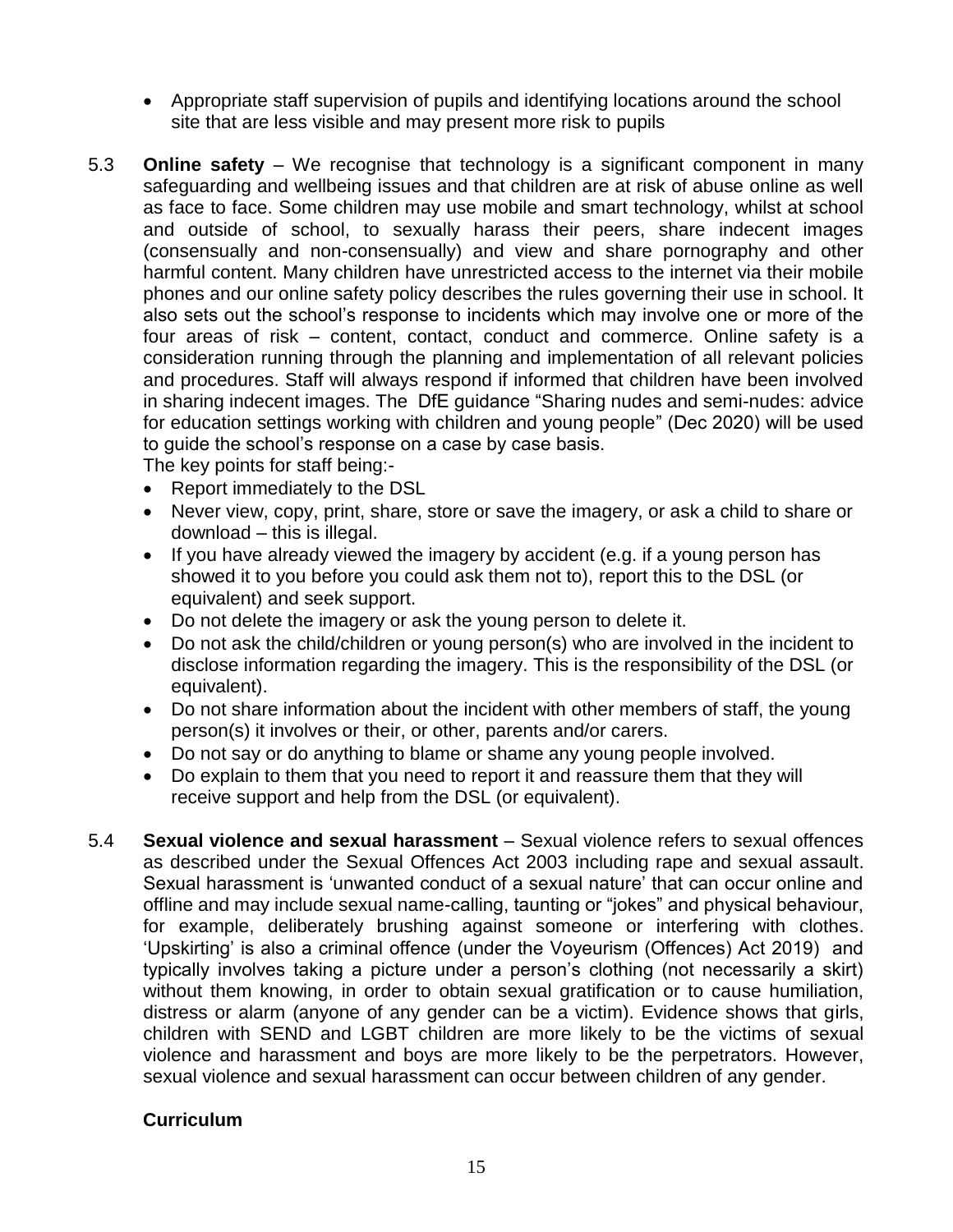- Appropriate staff supervision of pupils and identifying locations around the school site that are less visible and may present more risk to pupils

5.3 **Online safety** – We recognise that technology is a significant component in many safeguarding and wellbeing issues and that children are at risk of abuse online as well as face to face. Some children may use mobile and smart technology, whilst at school and outside of school, to sexually harass their peers, share indecent images (consensually and non-consensually) and view and share pornography and other harmful content. Many children have unrestricted access to the internet via their mobile phones and our online safety policy describes the rules governing their use in school. It also sets out the school's response to incidents which may involve one or more of the four areas of risk – content, contact, conduct and commerce. Online safety is a consideration running through the planning and implementation of all relevant policies and procedures. Staff will always respond if informed that children have been involved in sharing indecent images. The DfE guidance "Sharing nudes and semi-nudes: advice for education settings working with children and young people" (Dec 2020) will be used to guide the school's response on a case by case basis.
The key points for staff being:-

- Report immediately to the DSL
- Never view, copy, print, share, store or save the imagery, or ask a child to share or download – this is illegal.
- If you have already viewed the imagery by accident (e.g. if a young person has showed it to you before you could ask them not to), report this to the DSL (or equivalent) and seek support.
- Do not delete the imagery or ask the young person to delete it.
- Do not ask the child/children or young person(s) who are involved in the incident to disclose information regarding the imagery. This is the responsibility of the DSL (or equivalent).
- Do not share information about the incident with other members of staff, the young person(s) it involves or their, or other, parents and/or carers.
- Do not say or do anything to blame or shame any young people involved.
- Do explain to them that you need to report it and reassure them that they will receive support and help from the DSL (or equivalent).

5.4 **Sexual violence and sexual harassment** – Sexual violence refers to sexual offences as described under the Sexual Offences Act 2003 including rape and sexual assault. Sexual harassment is 'unwanted conduct of a sexual nature' that can occur online and offline and may include sexual name-calling, taunting or "jokes" and physical behaviour, for example, deliberately brushing against someone or interfering with clothes. 'Upskirting' is also a criminal offence (under the Voyeurism (Offences) Act 2019) and typically involves taking a picture under a person's clothing (not necessarily a skirt) without them knowing, in order to obtain sexual gratification or to cause humiliation, distress or alarm (anyone of any gender can be a victim). Evidence shows that girls, children with SEND and LGBT children are more likely to be the victims of sexual violence and harassment and boys are more likely to be the perpetrators. However, sexual violence and sexual harassment can occur between children of any gender.

**Curriculum**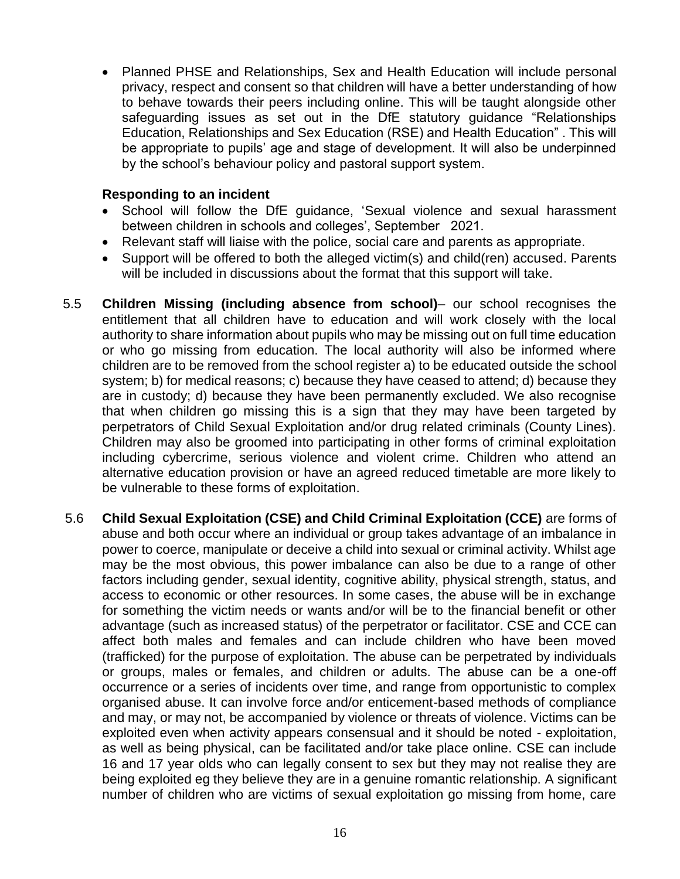- Planned PHSE and Relationships, Sex and Health Education will include personal privacy, respect and consent so that children will have a better understanding of how to behave towards their peers including online. This will be taught alongside other safeguarding issues as set out in the DfE statutory guidance "Relationships Education, Relationships and Sex Education (RSE) and Health Education" . This will be appropriate to pupils' age and stage of development. It will also be underpinned by the school's behaviour policy and pastoral support system.

**Responding to an incident**

- School will follow the DfE guidance, 'Sexual violence and sexual harassment between children in schools and colleges', September 2021.
- Relevant staff will liaise with the police, social care and parents as appropriate.
- Support will be offered to both the alleged victim(s) and child(ren) accused. Parents will be included in discussions about the format that this support will take.

5.5 **Children Missing (including absence from school)**– our school recognises the entitlement that all children have to education and will work closely with the local authority to share information about pupils who may be missing out on full time education or who go missing from education. The local authority will also be informed where children are to be removed from the school register a) to be educated outside the school system; b) for medical reasons; c) because they have ceased to attend; d) because they are in custody; d) because they have been permanently excluded. We also recognise that when children go missing this is a sign that they may have been targeted by perpetrators of Child Sexual Exploitation and/or drug related criminals (County Lines). Children may also be groomed into participating in other forms of criminal exploitation including cybercrime, serious violence and violent crime. Children who attend an alternative education provision or have an agreed reduced timetable are more likely to be vulnerable to these forms of exploitation.

5.6 **Child Sexual Exploitation (CSE) and Child Criminal Exploitation (CCE)** are forms of abuse and both occur where an individual or group takes advantage of an imbalance in power to coerce, manipulate or deceive a child into sexual or criminal activity. Whilst age may be the most obvious, this power imbalance can also be due to a range of other factors including gender, sexual identity, cognitive ability, physical strength, status, and access to economic or other resources. In some cases, the abuse will be in exchange for something the victim needs or wants and/or will be to the financial benefit or other advantage (such as increased status) of the perpetrator or facilitator. CSE and CCE can affect both males and females and can include children who have been moved (trafficked) for the purpose of exploitation. The abuse can be perpetrated by individuals or groups, males or females, and children or adults. The abuse can be a one-off occurrence or a series of incidents over time, and range from opportunistic to complex organised abuse. It can involve force and/or enticement-based methods of compliance and may, or may not, be accompanied by violence or threats of violence. Victims can be exploited even when activity appears consensual and it should be noted - exploitation, as well as being physical, can be facilitated and/or take place online. CSE can include 16 and 17 year olds who can legally consent to sex but they may not realise they are being exploited eg they believe they are in a genuine romantic relationship. A significant number of children who are victims of sexual exploitation go missing from home, care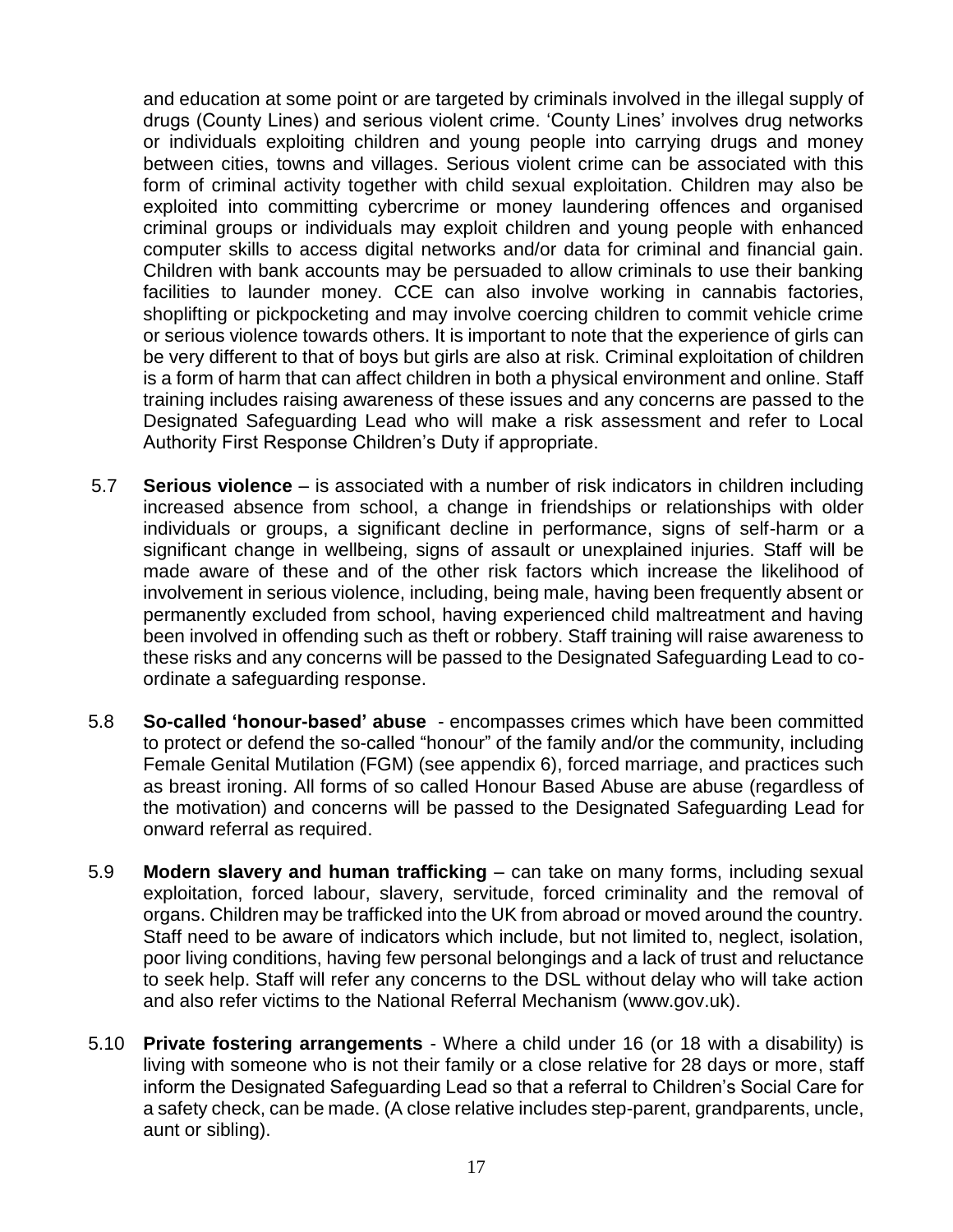and education at some point or are targeted by criminals involved in the illegal supply of drugs (County Lines) and serious violent crime. 'County Lines' involves drug networks or individuals exploiting children and young people into carrying drugs and money between cities, towns and villages. Serious violent crime can be associated with this form of criminal activity together with child sexual exploitation. Children may also be exploited into committing cybercrime or money laundering offences and organised criminal groups or individuals may exploit children and young people with enhanced computer skills to access digital networks and/or data for criminal and financial gain. Children with bank accounts may be persuaded to allow criminals to use their banking facilities to launder money. CCE can also involve working in cannabis factories, shoplifting or pickpocketing and may involve coercing children to commit vehicle crime or serious violence towards others. It is important to note that the experience of girls can be very different to that of boys but girls are also at risk. Criminal exploitation of children is a form of harm that can affect children in both a physical environment and online. Staff training includes raising awareness of these issues and any concerns are passed to the Designated Safeguarding Lead who will make a risk assessment and refer to Local Authority First Response Children's Duty if appropriate.

5.7 **Serious violence** – is associated with a number of risk indicators in children including increased absence from school, a change in friendships or relationships with older individuals or groups, a significant decline in performance, signs of self-harm or a significant change in wellbeing, signs of assault or unexplained injuries. Staff will be made aware of these and of the other risk factors which increase the likelihood of involvement in serious violence, including, being male, having been frequently absent or permanently excluded from school, having experienced child maltreatment and having been involved in offending such as theft or robbery. Staff training will raise awareness to these risks and any concerns will be passed to the Designated Safeguarding Lead to co-ordinate a safeguarding response.

5.8 **So-called 'honour-based' abuse** - encompasses crimes which have been committed to protect or defend the so-called "honour" of the family and/or the community, including Female Genital Mutilation (FGM) (see appendix 6), forced marriage, and practices such as breast ironing. All forms of so called Honour Based Abuse are abuse (regardless of the motivation) and concerns will be passed to the Designated Safeguarding Lead for onward referral as required.

5.9 **Modern slavery and human trafficking** – can take on many forms, including sexual exploitation, forced labour, slavery, servitude, forced criminality and the removal of organs. Children may be trafficked into the UK from abroad or moved around the country. Staff need to be aware of indicators which include, but not limited to, neglect, isolation, poor living conditions, having few personal belongings and a lack of trust and reluctance to seek help. Staff will refer any concerns to the DSL without delay who will take action and also refer victims to the National Referral Mechanism (www.gov.uk).

5.10 **Private fostering arrangements** - Where a child under 16 (or 18 with a disability) is living with someone who is not their family or a close relative for 28 days or more, staff inform the Designated Safeguarding Lead so that a referral to Children's Social Care for a safety check, can be made. (A close relative includes step-parent, grandparents, uncle, aunt or sibling).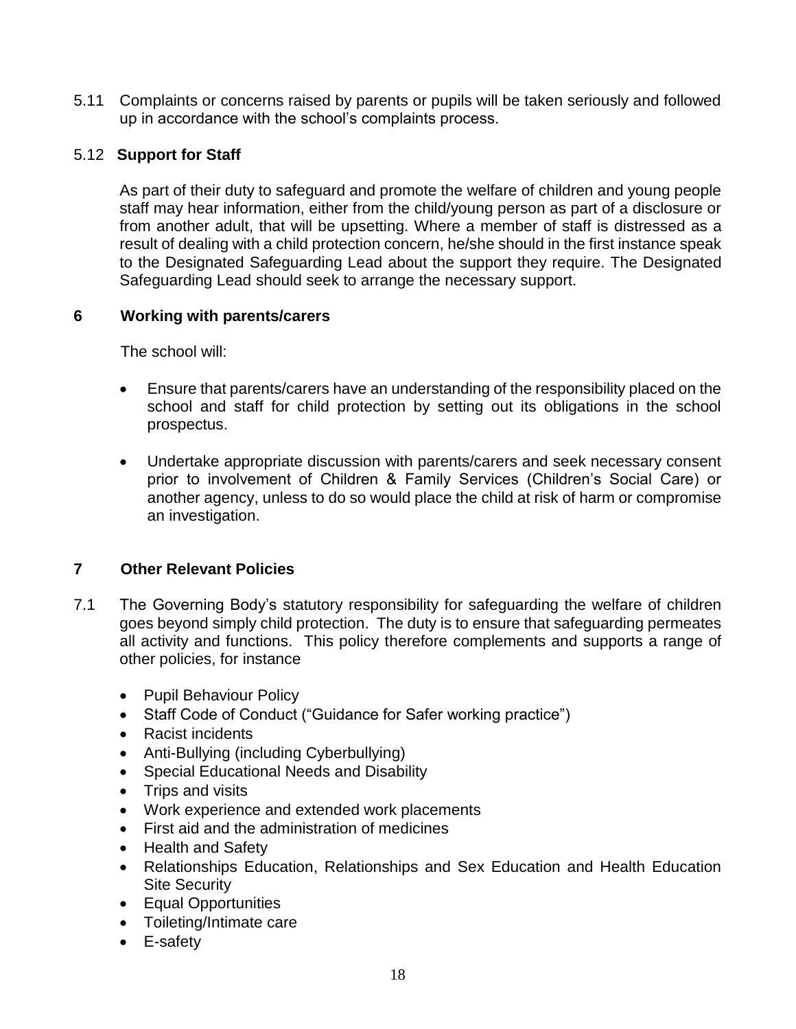5.11 Complaints or concerns raised by parents or pupils will be taken seriously and followed up in accordance with the school's complaints process.

5.12 **Support for Staff**

As part of their duty to safeguard and promote the welfare of children and young people staff may hear information, either from the child/young person as part of a disclosure or from another adult, that will be upsetting. Where a member of staff is distressed as a result of dealing with a child protection concern, he/she should in the first instance speak to the Designated Safeguarding Lead about the support they require. The Designated Safeguarding Lead should seek to arrange the necessary support.

## 6 Working with parents/carers

The school will:

- Ensure that parents/carers have an understanding of the responsibility placed on the school and staff for child protection by setting out its obligations in the school prospectus.
- Undertake appropriate discussion with parents/carers and seek necessary consent prior to involvement of Children & Family Services (Children's Social Care) or another agency, unless to do so would place the child at risk of harm or compromise an investigation.

## 7 Other Relevant Policies

7.1 The Governing Body's statutory responsibility for safeguarding the welfare of children goes beyond simply child protection. The duty is to ensure that safeguarding permeates all activity and functions. This policy therefore complements and supports a range of other policies, for instance

- Pupil Behaviour Policy
- Staff Code of Conduct ("Guidance for Safer working practice")
- Racist incidents
- Anti-Bullying (including Cyberbullying)
- Special Educational Needs and Disability
- Trips and visits
- Work experience and extended work placements
- First aid and the administration of medicines
- Health and Safety
- Relationships Education, Relationships and Sex Education and Health Education Site Security
- Equal Opportunities
- Toileting/Intimate care
- E-safety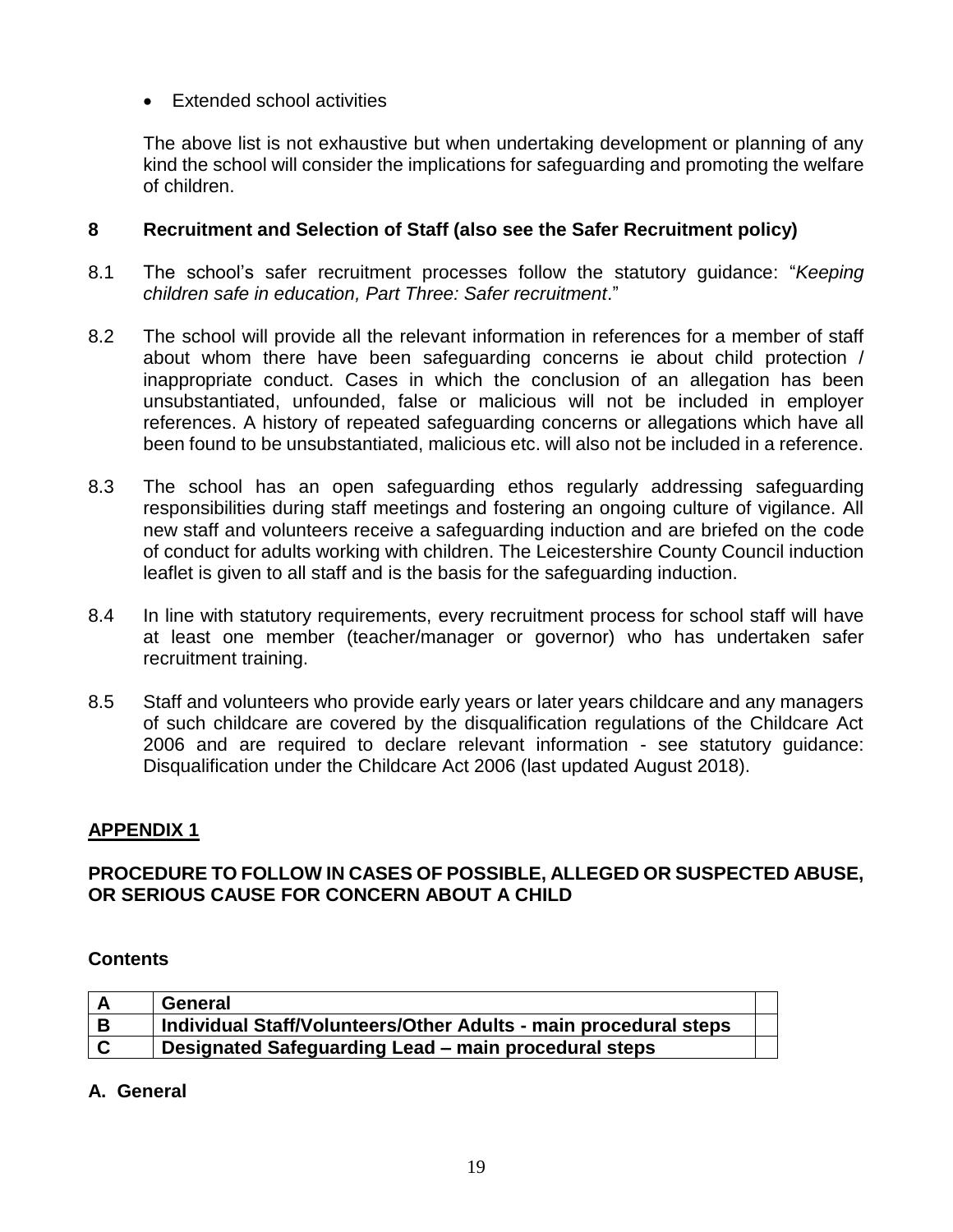- Extended school activities

The above list is not exhaustive but when undertaking development or planning of any kind the school will consider the implications for safeguarding and promoting the welfare of children.

## 8 Recruitment and Selection of Staff (also see the Safer Recruitment policy)

8.1 The school's safer recruitment processes follow the statutory guidance: "*Keeping children safe in education, Part Three: Safer recruitment*."

8.2 The school will provide all the relevant information in references for a member of staff about whom there have been safeguarding concerns ie about child protection / inappropriate conduct. Cases in which the conclusion of an allegation has been unsubstantiated, unfounded, false or malicious will not be included in employer references. A history of repeated safeguarding concerns or allegations which have all been found to be unsubstantiated, malicious etc. will also not be included in a reference.

8.3 The school has an open safeguarding ethos regularly addressing safeguarding responsibilities during staff meetings and fostering an ongoing culture of vigilance. All new staff and volunteers receive a safeguarding induction and are briefed on the code of conduct for adults working with children. The Leicestershire County Council induction leaflet is given to all staff and is the basis for the safeguarding induction.

8.4 In line with statutory requirements, every recruitment process for school staff will have at least one member (teacher/manager or governor) who has undertaken safer recruitment training.

8.5 Staff and volunteers who provide early years or later years childcare and any managers of such childcare are covered by the disqualification regulations of the Childcare Act 2006 and are required to declare relevant information - see statutory guidance: Disqualification under the Childcare Act 2006 (last updated August 2018).

## APPENDIX 1

### PROCEDURE TO FOLLOW IN CASES OF POSSIBLE, ALLEGED OR SUSPECTED ABUSE, OR SERIOUS CAUSE FOR CONCERN ABOUT A CHILD

**Contents**

| | | |
|---|---|---|
| **A** | **General** | |
| **B** | **Individual Staff/Volunteers/Other Adults - main procedural steps** | |
| **C** | **Designated Safeguarding Lead – main procedural steps** | |

### A. General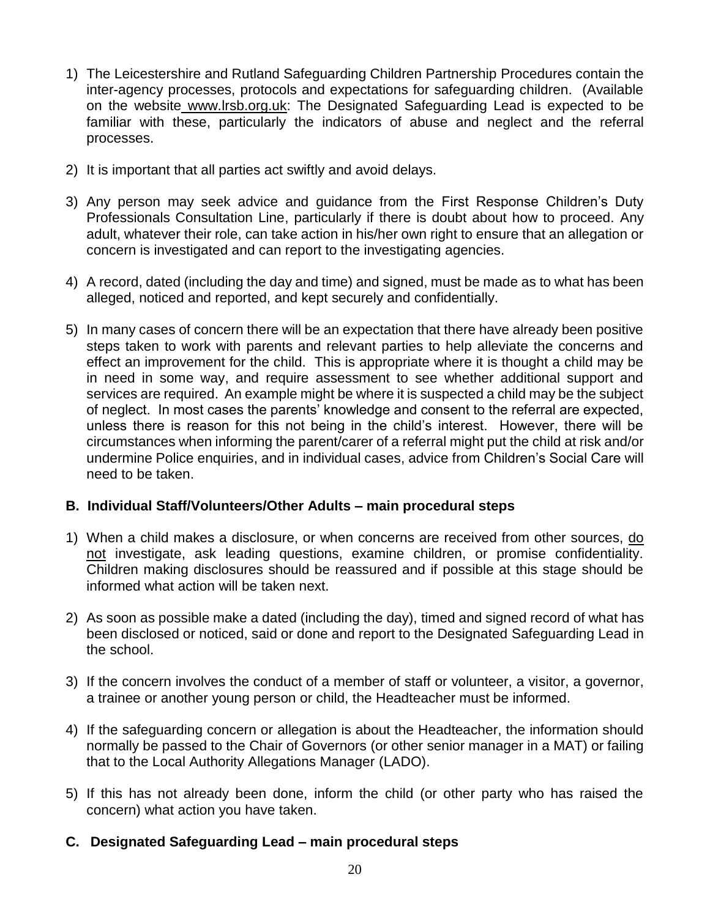1) The Leicestershire and Rutland Safeguarding Children Partnership Procedures contain the inter-agency processes, protocols and expectations for safeguarding children. (Available on the website www.lrsb.org.uk: The Designated Safeguarding Lead is expected to be familiar with these, particularly the indicators of abuse and neglect and the referral processes.

2) It is important that all parties act swiftly and avoid delays.

3) Any person may seek advice and guidance from the First Response Children's Duty Professionals Consultation Line, particularly if there is doubt about how to proceed. Any adult, whatever their role, can take action in his/her own right to ensure that an allegation or concern is investigated and can report to the investigating agencies.

4) A record, dated (including the day and time) and signed, must be made as to what has been alleged, noticed and reported, and kept securely and confidentially.

5) In many cases of concern there will be an expectation that there have already been positive steps taken to work with parents and relevant parties to help alleviate the concerns and effect an improvement for the child. This is appropriate where it is thought a child may be in need in some way, and require assessment to see whether additional support and services are required. An example might be where it is suspected a child may be the subject of neglect. In most cases the parents' knowledge and consent to the referral are expected, unless there is reason for this not being in the child's interest. However, there will be circumstances when informing the parent/carer of a referral might put the child at risk and/or undermine Police enquiries, and in individual cases, advice from Children's Social Care will need to be taken.

### B. Individual Staff/Volunteers/Other Adults – main procedural steps

1) When a child makes a disclosure, or when concerns are received from other sources, do not investigate, ask leading questions, examine children, or promise confidentiality. Children making disclosures should be reassured and if possible at this stage should be informed what action will be taken next.

2) As soon as possible make a dated (including the day), timed and signed record of what has been disclosed or noticed, said or done and report to the Designated Safeguarding Lead in the school.

3) If the concern involves the conduct of a member of staff or volunteer, a visitor, a governor, a trainee or another young person or child, the Headteacher must be informed.

4) If the safeguarding concern or allegation is about the Headteacher, the information should normally be passed to the Chair of Governors (or other senior manager in a MAT) or failing that to the Local Authority Allegations Manager (LADO).

5) If this has not already been done, inform the child (or other party who has raised the concern) what action you have taken.

### C. Designated Safeguarding Lead – main procedural steps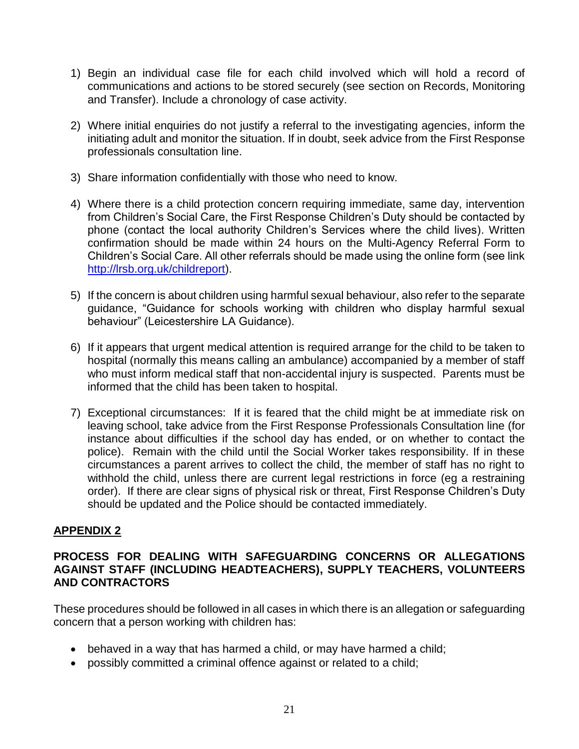1) Begin an individual case file for each child involved which will hold a record of communications and actions to be stored securely (see section on Records, Monitoring and Transfer). Include a chronology of case activity.

2) Where initial enquiries do not justify a referral to the investigating agencies, inform the initiating adult and monitor the situation. If in doubt, seek advice from the First Response professionals consultation line.

3) Share information confidentially with those who need to know.

4) Where there is a child protection concern requiring immediate, same day, intervention from Children's Social Care, the First Response Children's Duty should be contacted by phone (contact the local authority Children's Services where the child lives). Written confirmation should be made within 24 hours on the Multi-Agency Referral Form to Children's Social Care. All other referrals should be made using the online form (see link [http://lrsb.org.uk/childreport](http://lrsb.org.uk/childreport)).

5) If the concern is about children using harmful sexual behaviour, also refer to the separate guidance, "Guidance for schools working with children who display harmful sexual behaviour" (Leicestershire LA Guidance).

6) If it appears that urgent medical attention is required arrange for the child to be taken to hospital (normally this means calling an ambulance) accompanied by a member of staff who must inform medical staff that non-accidental injury is suspected. Parents must be informed that the child has been taken to hospital.

7) Exceptional circumstances: If it is feared that the child might be at immediate risk on leaving school, take advice from the First Response Professionals Consultation line (for instance about difficulties if the school day has ended, or on whether to contact the police). Remain with the child until the Social Worker takes responsibility. If in these circumstances a parent arrives to collect the child, the member of staff has no right to withhold the child, unless there are current legal restrictions in force (eg a restraining order). If there are clear signs of physical risk or threat, First Response Children's Duty should be updated and the Police should be contacted immediately.

## APPENDIX 2

### PROCESS FOR DEALING WITH SAFEGUARDING CONCERNS OR ALLEGATIONS AGAINST STAFF (INCLUDING HEADTEACHERS), SUPPLY TEACHERS, VOLUNTEERS AND CONTRACTORS

These procedures should be followed in all cases in which there is an allegation or safeguarding concern that a person working with children has:

- behaved in a way that has harmed a child, or may have harmed a child;
- possibly committed a criminal offence against or related to a child;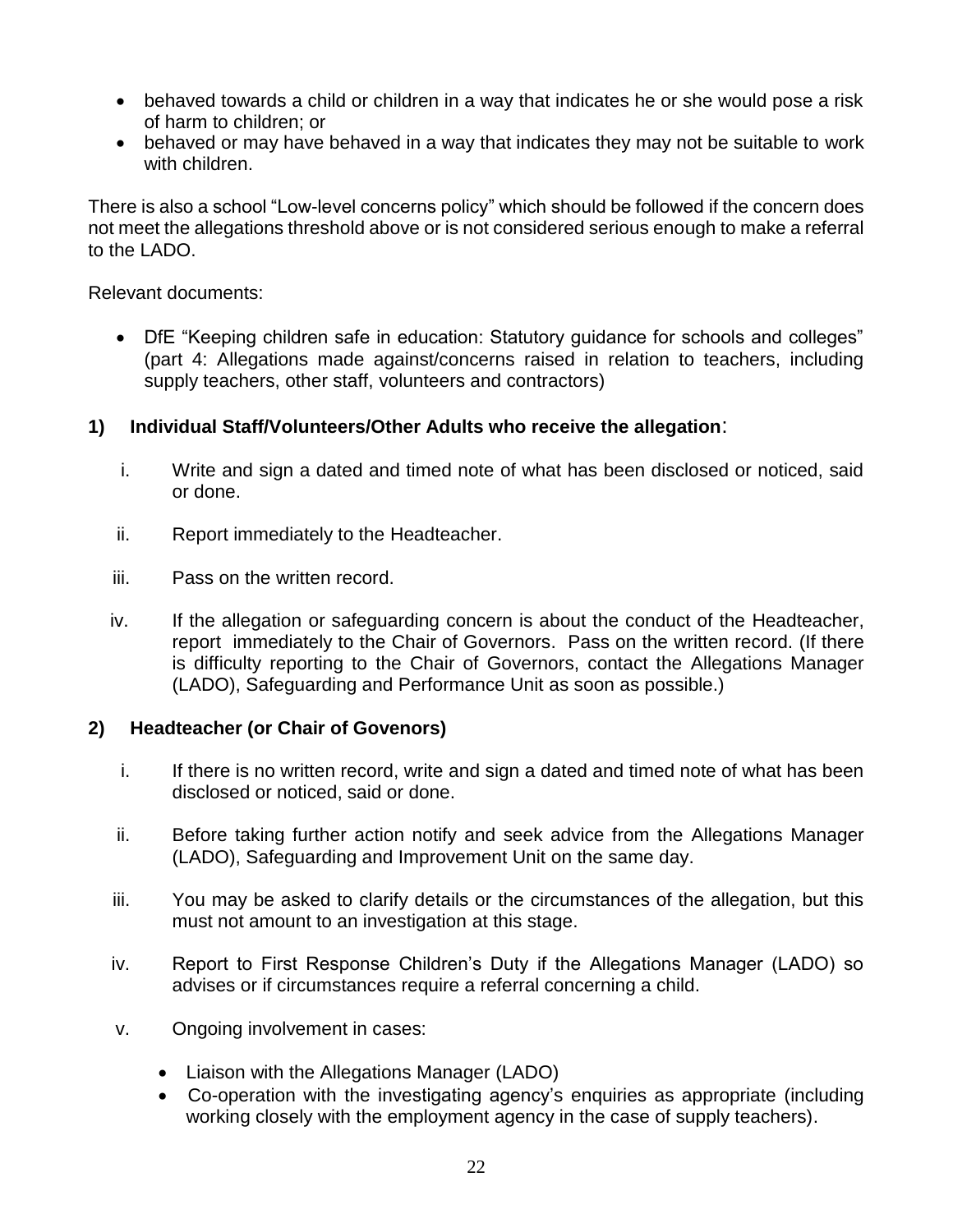- behaved towards a child or children in a way that indicates he or she would pose a risk of harm to children; or
- behaved or may have behaved in a way that indicates they may not be suitable to work with children.

There is also a school "Low-level concerns policy" which should be followed if the concern does not meet the allegations threshold above or is not considered serious enough to make a referral to the LADO.

Relevant documents:

- DfE "Keeping children safe in education: Statutory guidance for schools and colleges" (part 4: Allegations made against/concerns raised in relation to teachers, including supply teachers, other staff, volunteers and contractors)

### 1) Individual Staff/Volunteers/Other Adults who receive the allegation:

i. Write and sign a dated and timed note of what has been disclosed or noticed, said or done.

ii. Report immediately to the Headteacher.

iii. Pass on the written record.

iv. If the allegation or safeguarding concern is about the conduct of the Headteacher, report immediately to the Chair of Governors. Pass on the written record. (If there is difficulty reporting to the Chair of Governors, contact the Allegations Manager (LADO), Safeguarding and Performance Unit as soon as possible.)

### 2) Headteacher (or Chair of Govenors)

i. If there is no written record, write and sign a dated and timed note of what has been disclosed or noticed, said or done.

ii. Before taking further action notify and seek advice from the Allegations Manager (LADO), Safeguarding and Improvement Unit on the same day.

iii. You may be asked to clarify details or the circumstances of the allegation, but this must not amount to an investigation at this stage.

iv. Report to First Response Children's Duty if the Allegations Manager (LADO) so advises or if circumstances require a referral concerning a child.

v. Ongoing involvement in cases:

- Liaison with the Allegations Manager (LADO)
- Co-operation with the investigating agency's enquiries as appropriate (including working closely with the employment agency in the case of supply teachers).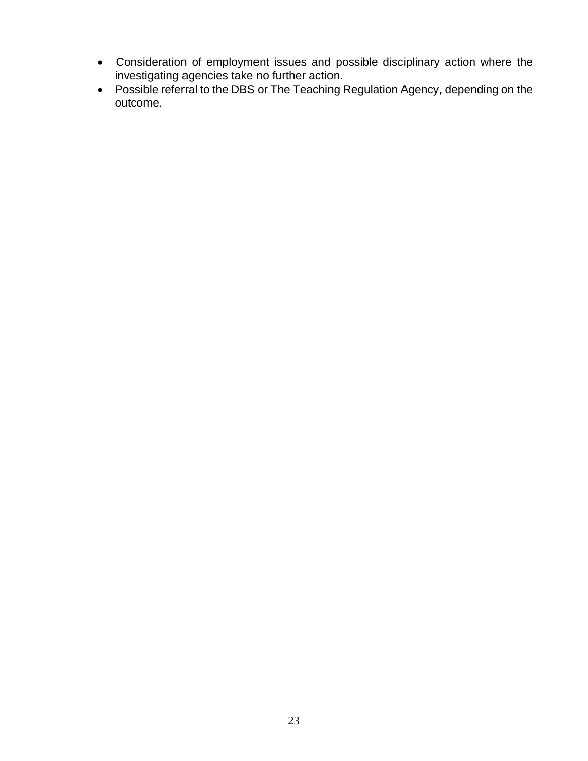- Consideration of employment issues and possible disciplinary action where the investigating agencies take no further action.
- Possible referral to the DBS or The Teaching Regulation Agency, depending on the outcome.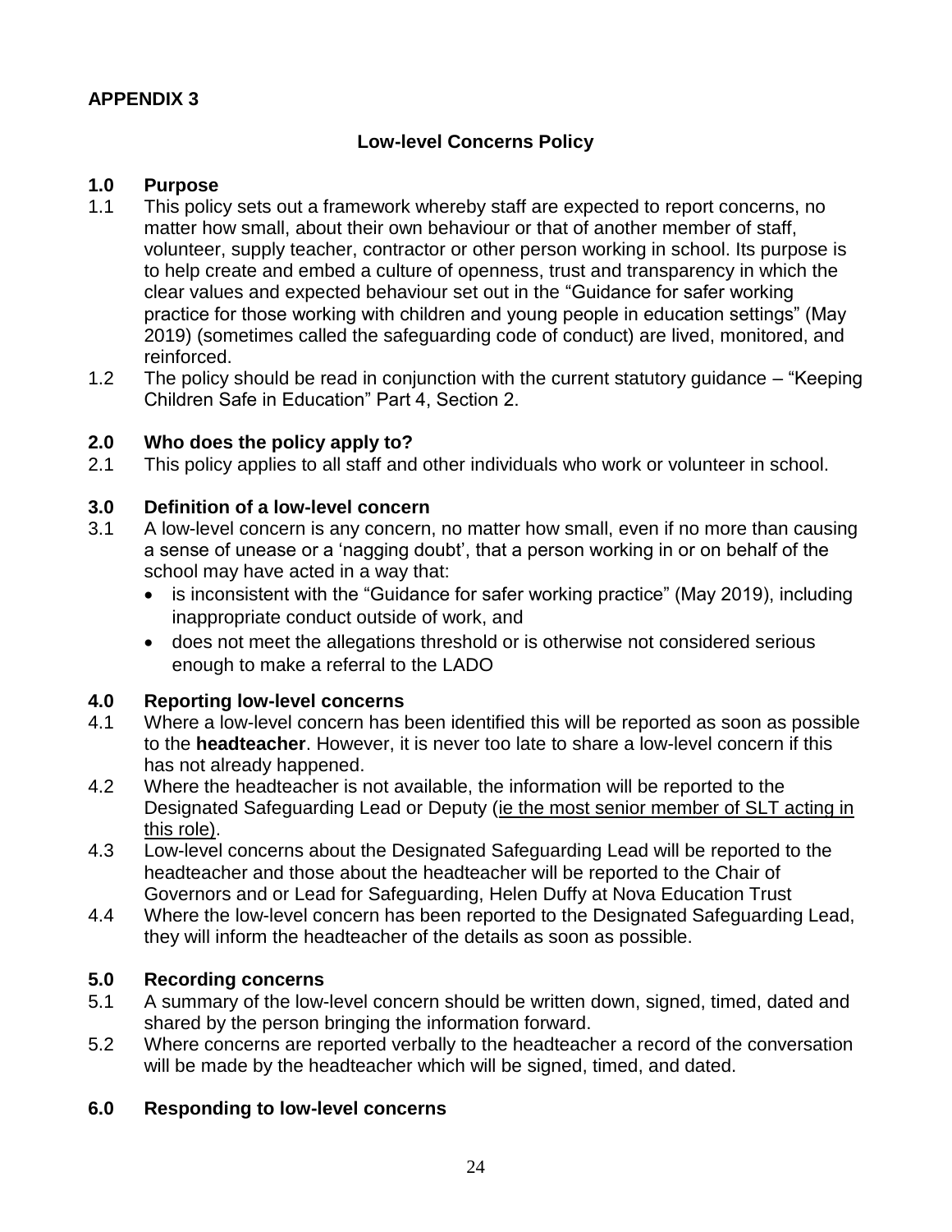**APPENDIX 3**

## Low-level Concerns Policy

### 1.0 Purpose

1.1 This policy sets out a framework whereby staff are expected to report concerns, no matter how small, about their own behaviour or that of another member of staff, volunteer, supply teacher, contractor or other person working in school. Its purpose is to help create and embed a culture of openness, trust and transparency in which the clear values and expected behaviour set out in the "Guidance for safer working practice for those working with children and young people in education settings" (May 2019) (sometimes called the safeguarding code of conduct) are lived, monitored, and reinforced.

1.2 The policy should be read in conjunction with the current statutory guidance – "Keeping Children Safe in Education" Part 4, Section 2.

### 2.0 Who does the policy apply to?

2.1 This policy applies to all staff and other individuals who work or volunteer in school.

### 3.0 Definition of a low-level concern

3.1 A low-level concern is any concern, no matter how small, even if no more than causing a sense of unease or a 'nagging doubt', that a person working in or on behalf of the school may have acted in a way that:

- is inconsistent with the "Guidance for safer working practice" (May 2019), including inappropriate conduct outside of work, and
- does not meet the allegations threshold or is otherwise not considered serious enough to make a referral to the LADO

### 4.0 Reporting low-level concerns

4.1 Where a low-level concern has been identified this will be reported as soon as possible to the **headteacher**. However, it is never too late to share a low-level concern if this has not already happened.

4.2 Where the headteacher is not available, the information will be reported to the Designated Safeguarding Lead or Deputy (ie the most senior member of SLT acting in this role).

4.3 Low-level concerns about the Designated Safeguarding Lead will be reported to the headteacher and those about the headteacher will be reported to the Chair of Governors and or Lead for Safeguarding, Helen Duffy at Nova Education Trust

4.4 Where the low-level concern has been reported to the Designated Safeguarding Lead, they will inform the headteacher of the details as soon as possible.

### 5.0 Recording concerns

5.1 A summary of the low-level concern should be written down, signed, timed, dated and shared by the person bringing the information forward.

5.2 Where concerns are reported verbally to the headteacher a record of the conversation will be made by the headteacher which will be signed, timed, and dated.

### 6.0 Responding to low-level concerns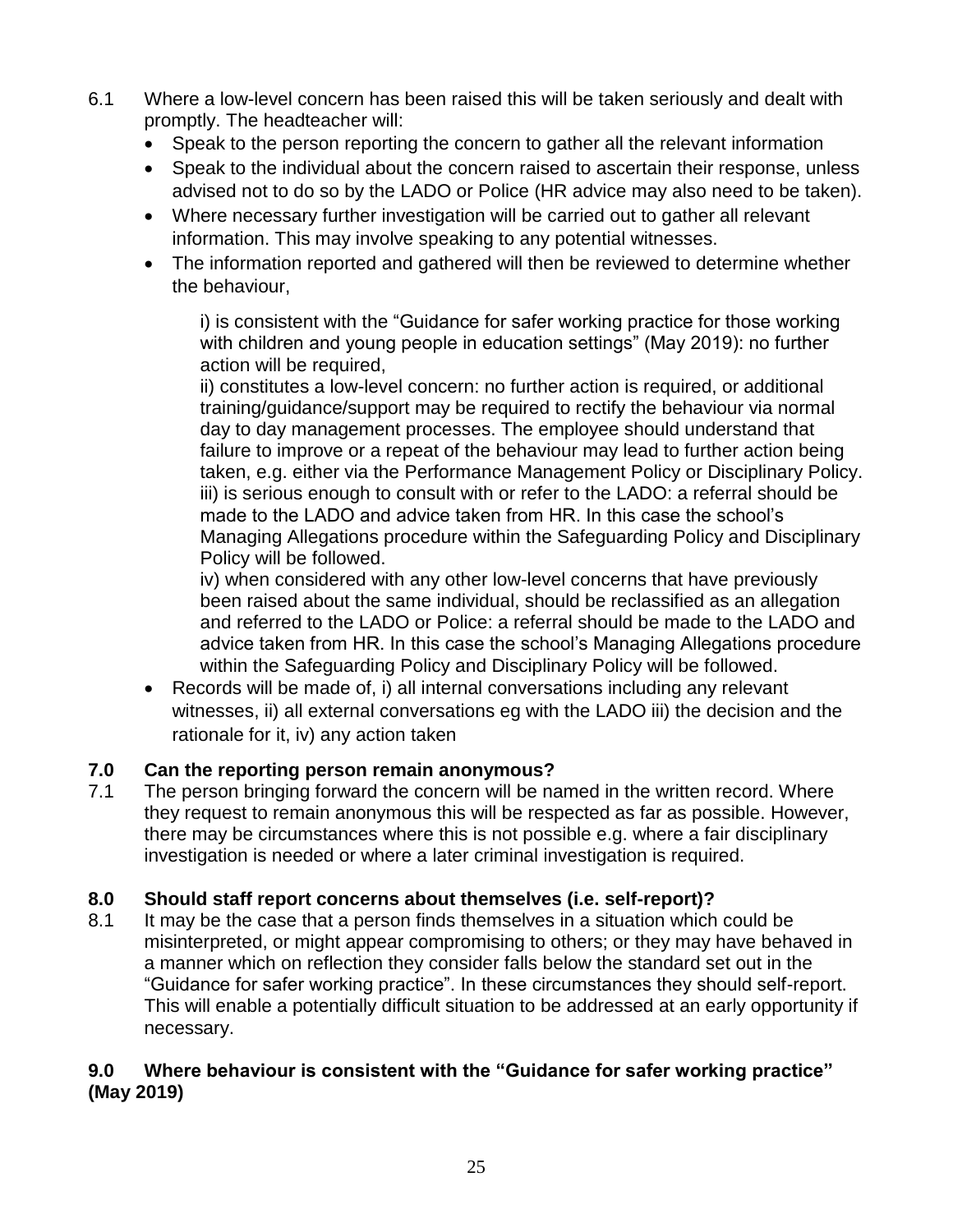6.1 Where a low-level concern has been raised this will be taken seriously and dealt with promptly. The headteacher will:

- Speak to the person reporting the concern to gather all the relevant information
- Speak to the individual about the concern raised to ascertain their response, unless advised not to do so by the LADO or Police (HR advice may also need to be taken).
- Where necessary further investigation will be carried out to gather all relevant information. This may involve speaking to any potential witnesses.
- The information reported and gathered will then be reviewed to determine whether the behaviour,

  i) is consistent with the "Guidance for safer working practice for those working with children and young people in education settings" (May 2019): no further action will be required,

  ii) constitutes a low-level concern: no further action is required, or additional training/guidance/support may be required to rectify the behaviour via normal day to day management processes. The employee should understand that failure to improve or a repeat of the behaviour may lead to further action being taken, e.g. either via the Performance Management Policy or Disciplinary Policy.

  iii) is serious enough to consult with or refer to the LADO: a referral should be made to the LADO and advice taken from HR. In this case the school's Managing Allegations procedure within the Safeguarding Policy and Disciplinary Policy will be followed.

  iv) when considered with any other low-level concerns that have previously been raised about the same individual, should be reclassified as an allegation and referred to the LADO or Police: a referral should be made to the LADO and advice taken from HR. In this case the school's Managing Allegations procedure within the Safeguarding Policy and Disciplinary Policy will be followed.
- Records will be made of, i) all internal conversations including any relevant witnesses, ii) all external conversations eg with the LADO iii) the decision and the rationale for it, iv) any action taken

## 7.0 Can the reporting person remain anonymous?

7.1 The person bringing forward the concern will be named in the written record. Where they request to remain anonymous this will be respected as far as possible. However, there may be circumstances where this is not possible e.g. where a fair disciplinary investigation is needed or where a later criminal investigation is required.

## 8.0 Should staff report concerns about themselves (i.e. self-report)?

8.1 It may be the case that a person finds themselves in a situation which could be misinterpreted, or might appear compromising to others; or they may have behaved in a manner which on reflection they consider falls below the standard set out in the "Guidance for safer working practice". In these circumstances they should self-report. This will enable a potentially difficult situation to be addressed at an early opportunity if necessary.

## 9.0 Where behaviour is consistent with the "Guidance for safer working practice" (May 2019)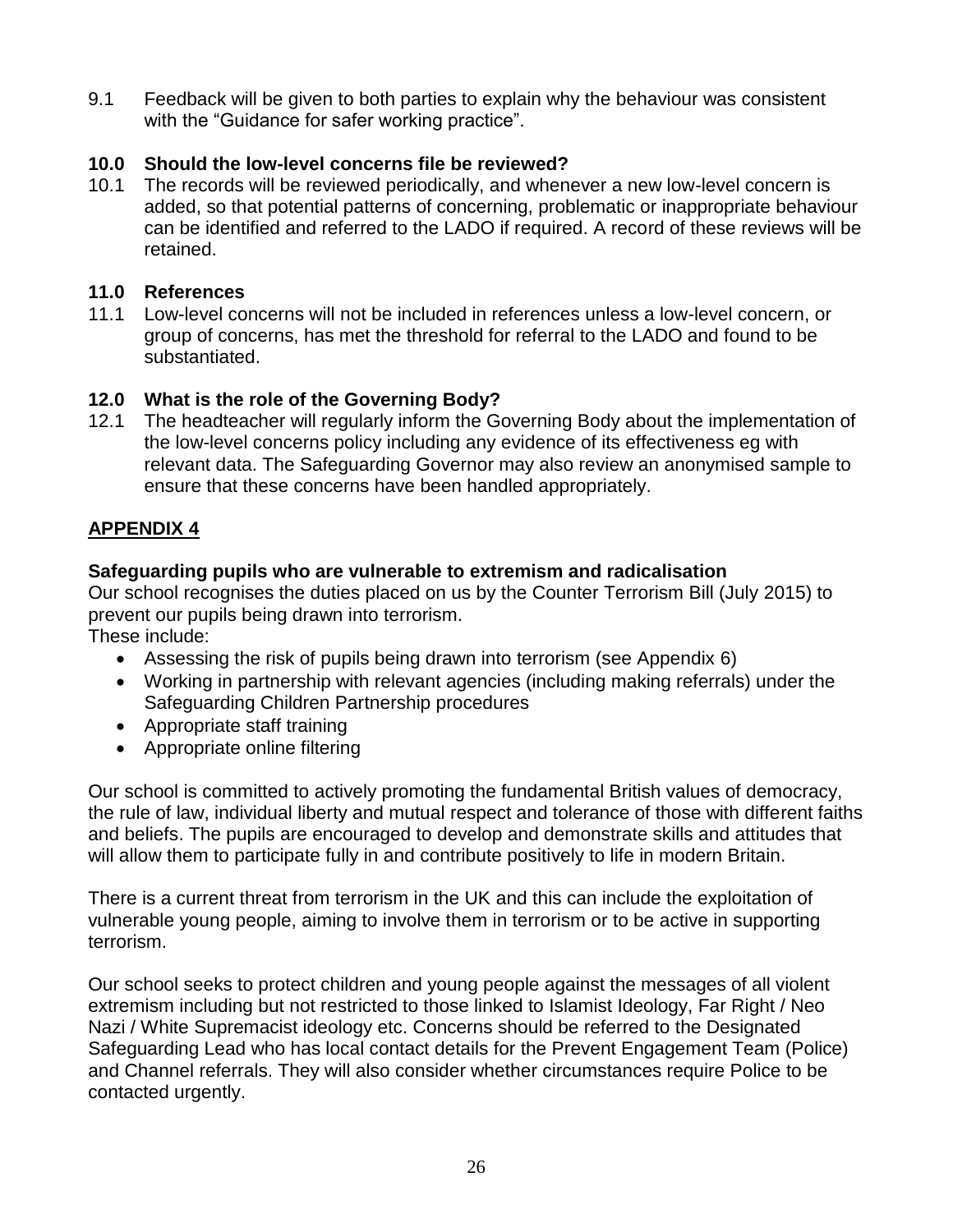9.1 Feedback will be given to both parties to explain why the behaviour was consistent with the "Guidance for safer working practice".

### 10.0 Should the low-level concerns file be reviewed?

10.1 The records will be reviewed periodically, and whenever a new low-level concern is added, so that potential patterns of concerning, problematic or inappropriate behaviour can be identified and referred to the LADO if required. A record of these reviews will be retained.

### 11.0 References

11.1 Low-level concerns will not be included in references unless a low-level concern, or group of concerns, has met the threshold for referral to the LADO and found to be substantiated.

### 12.0 What is the role of the Governing Body?

12.1 The headteacher will regularly inform the Governing Body about the implementation of the low-level concerns policy including any evidence of its effectiveness eg with relevant data. The Safeguarding Governor may also review an anonymised sample to ensure that these concerns have been handled appropriately.

## APPENDIX 4

**Safeguarding pupils who are vulnerable to extremism and radicalisation**

Our school recognises the duties placed on us by the Counter Terrorism Bill (July 2015) to prevent our pupils being drawn into terrorism.
These include:

- Assessing the risk of pupils being drawn into terrorism (see Appendix 6)
- Working in partnership with relevant agencies (including making referrals) under the Safeguarding Children Partnership procedures
- Appropriate staff training
- Appropriate online filtering

Our school is committed to actively promoting the fundamental British values of democracy, the rule of law, individual liberty and mutual respect and tolerance of those with different faiths and beliefs. The pupils are encouraged to develop and demonstrate skills and attitudes that will allow them to participate fully in and contribute positively to life in modern Britain.

There is a current threat from terrorism in the UK and this can include the exploitation of vulnerable young people, aiming to involve them in terrorism or to be active in supporting terrorism.

Our school seeks to protect children and young people against the messages of all violent extremism including but not restricted to those linked to Islamist Ideology, Far Right / Neo Nazi / White Supremacist ideology etc. Concerns should be referred to the Designated Safeguarding Lead who has local contact details for the Prevent Engagement Team (Police) and Channel referrals. They will also consider whether circumstances require Police to be contacted urgently.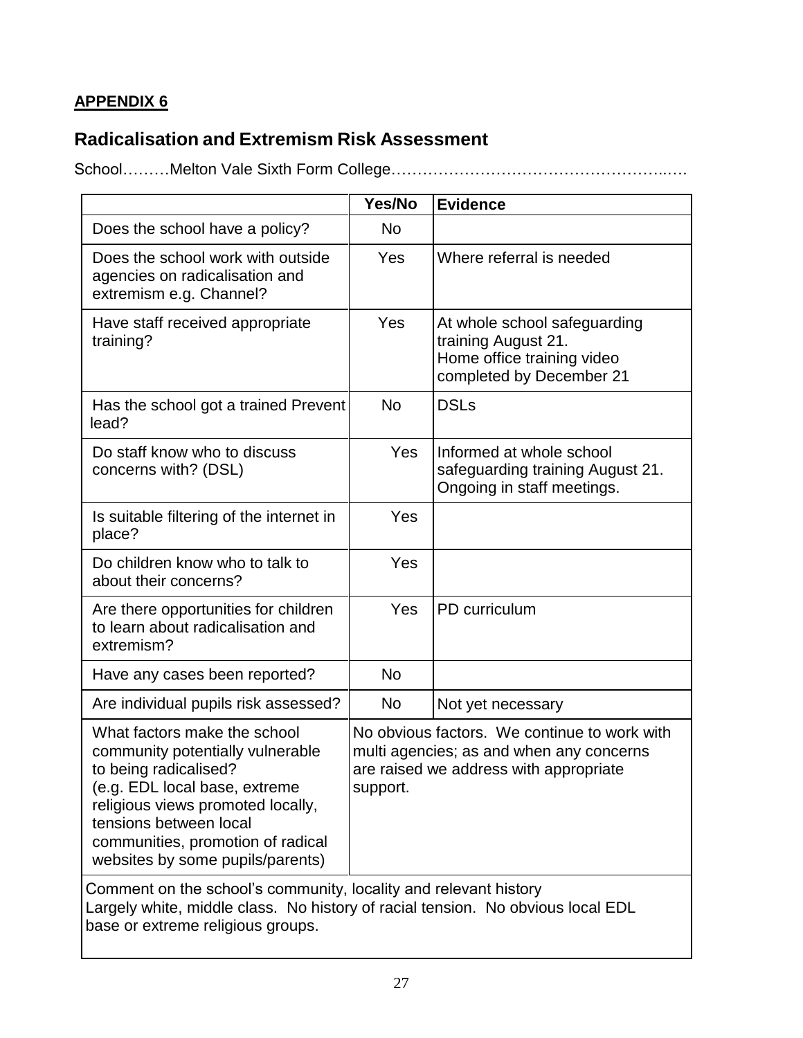**APPENDIX 6**

## Radicalisation and Extremism Risk Assessment

School………Melton Vale Sixth Form College…………………………………………..….

| | Yes/No | Evidence |
|---|---|---|
| Does the school have a policy? | No | |
| Does the school work with outside agencies on radicalisation and extremism e.g. Channel? | Yes | Where referral is needed |
| Have staff received appropriate training? | Yes | At whole school safeguarding training August 21. Home office training video completed by December 21 |
| Has the school got a trained Prevent lead? | No | DSLs |
| Do staff know who to discuss concerns with? (DSL) | Yes | Informed at whole school safeguarding training August 21. Ongoing in staff meetings. |
| Is suitable filtering of the internet in place? | Yes | |
| Do children know who to talk to about their concerns? | Yes | |
| Are there opportunities for children to learn about radicalisation and extremism? | Yes | PD curriculum |
| Have any cases been reported? | No | |
| Are individual pupils risk assessed? | No | Not yet necessary |
| What factors make the school community potentially vulnerable to being radicalised? (e.g. EDL local base, extreme religious views promoted locally, tensions between local communities, promotion of radical websites by some pupils/parents) | No obvious factors. We continue to work with multi agencies; as and when any concerns are raised we address with appropriate support. | |
| Comment on the school's community, locality and relevant history<br>Largely white, middle class. No history of racial tension. No obvious local EDL base or extreme religious groups. | | |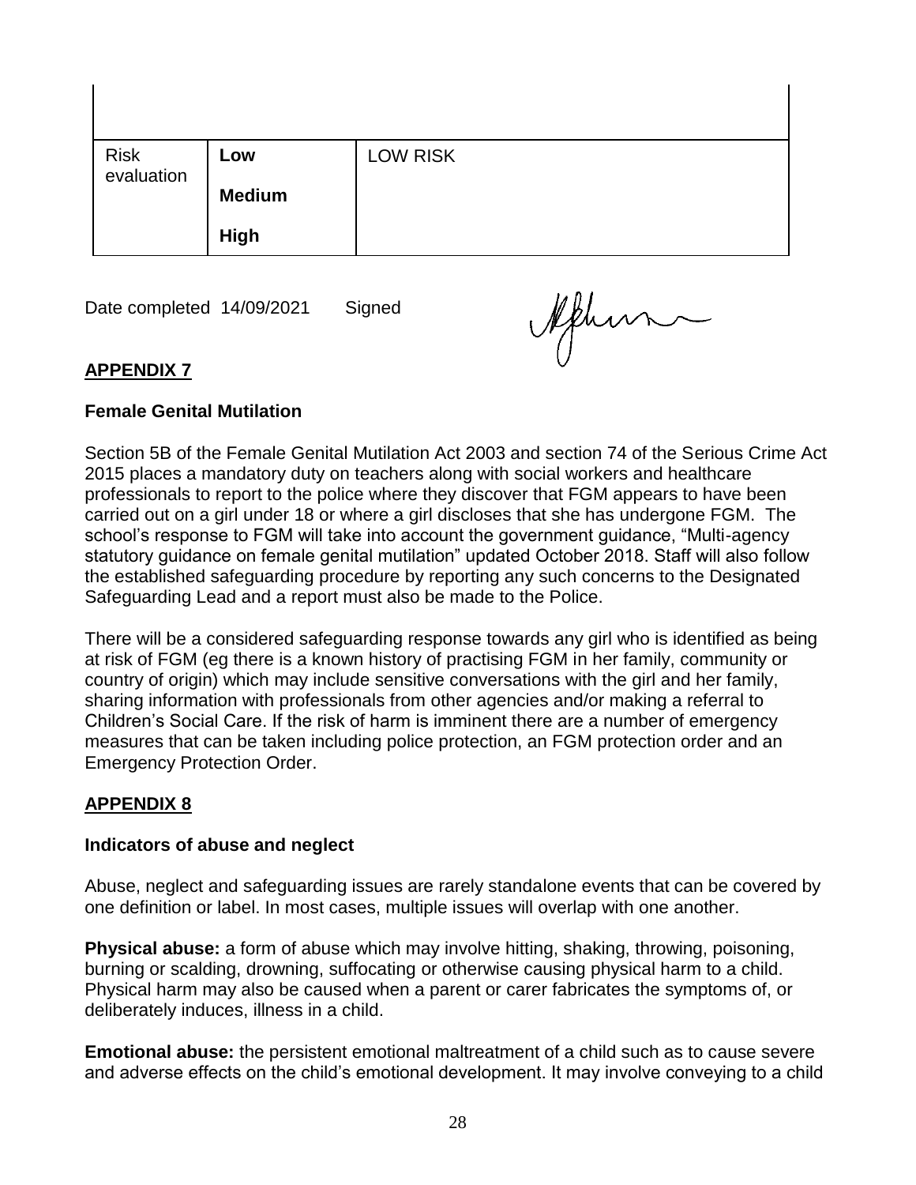| | | |
|---|---|---|
| | | |
| Risk evaluation | **Low**<br><br>**Medium**<br><br>**High** | LOW RISK |

Date completed 14/09/2021 Signed

## APPENDIX 7

### Female Genital Mutilation

Section 5B of the Female Genital Mutilation Act 2003 and section 74 of the Serious Crime Act 2015 places a mandatory duty on teachers along with social workers and healthcare professionals to report to the police where they discover that FGM appears to have been carried out on a girl under 18 or where a girl discloses that she has undergone FGM. The school's response to FGM will take into account the government guidance, "Multi-agency statutory guidance on female genital mutilation" updated October 2018. Staff will also follow the established safeguarding procedure by reporting any such concerns to the Designated Safeguarding Lead and a report must also be made to the Police.

There will be a considered safeguarding response towards any girl who is identified as being at risk of FGM (eg there is a known history of practising FGM in her family, community or country of origin) which may include sensitive conversations with the girl and her family, sharing information with professionals from other agencies and/or making a referral to Children's Social Care. If the risk of harm is imminent there are a number of emergency measures that can be taken including police protection, an FGM protection order and an Emergency Protection Order.

## APPENDIX 8

### Indicators of abuse and neglect

Abuse, neglect and safeguarding issues are rarely standalone events that can be covered by one definition or label. In most cases, multiple issues will overlap with one another.

**Physical abuse:** a form of abuse which may involve hitting, shaking, throwing, poisoning, burning or scalding, drowning, suffocating or otherwise causing physical harm to a child. Physical harm may also be caused when a parent or carer fabricates the symptoms of, or deliberately induces, illness in a child.

**Emotional abuse:** the persistent emotional maltreatment of a child such as to cause severe and adverse effects on the child's emotional development. It may involve conveying to a child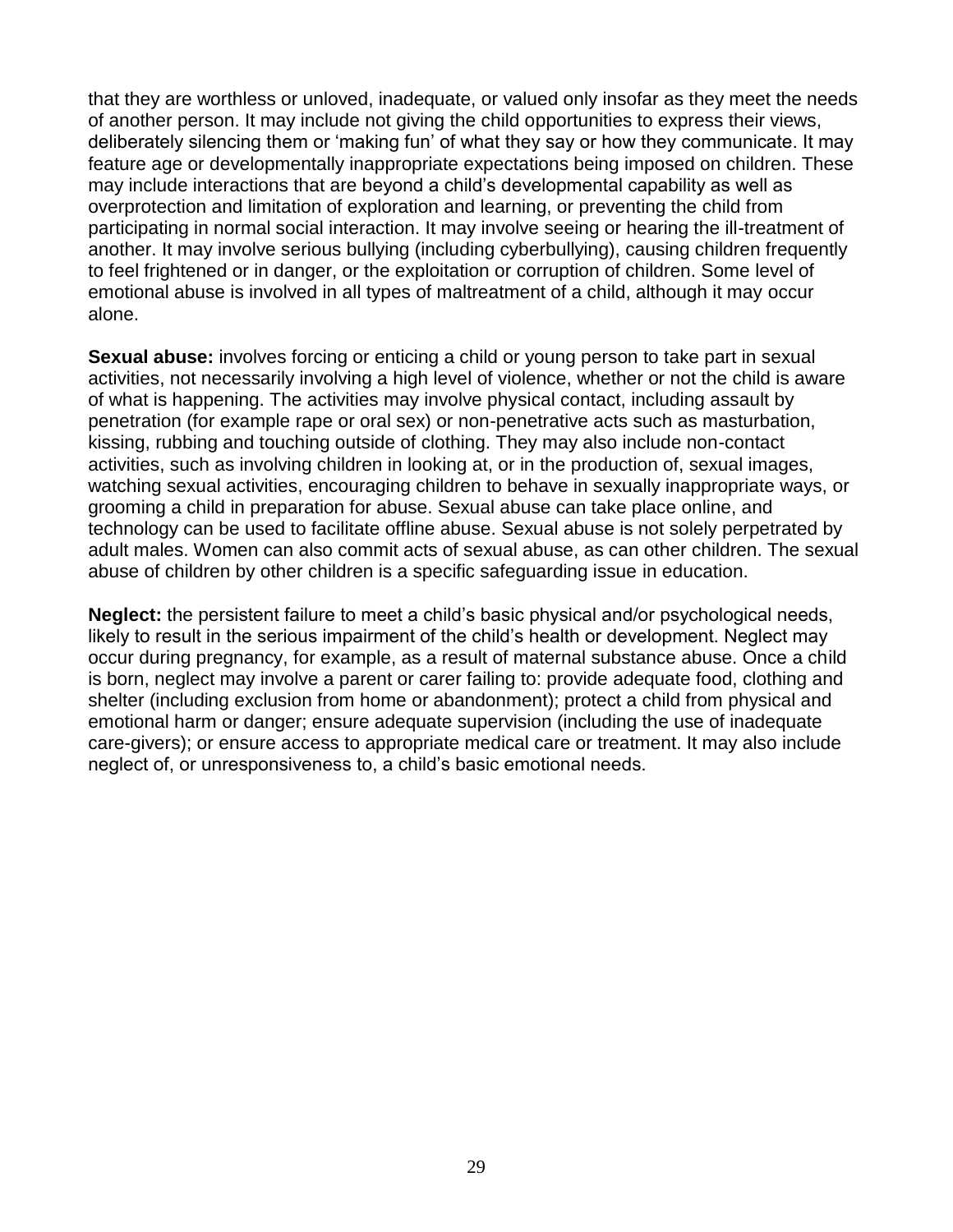that they are worthless or unloved, inadequate, or valued only insofar as they meet the needs of another person. It may include not giving the child opportunities to express their views, deliberately silencing them or 'making fun' of what they say or how they communicate. It may feature age or developmentally inappropriate expectations being imposed on children. These may include interactions that are beyond a child's developmental capability as well as overprotection and limitation of exploration and learning, or preventing the child from participating in normal social interaction. It may involve seeing or hearing the ill-treatment of another. It may involve serious bullying (including cyberbullying), causing children frequently to feel frightened or in danger, or the exploitation or corruption of children. Some level of emotional abuse is involved in all types of maltreatment of a child, although it may occur alone.

**Sexual abuse:** involves forcing or enticing a child or young person to take part in sexual activities, not necessarily involving a high level of violence, whether or not the child is aware of what is happening. The activities may involve physical contact, including assault by penetration (for example rape or oral sex) or non-penetrative acts such as masturbation, kissing, rubbing and touching outside of clothing. They may also include non-contact activities, such as involving children in looking at, or in the production of, sexual images, watching sexual activities, encouraging children to behave in sexually inappropriate ways, or grooming a child in preparation for abuse. Sexual abuse can take place online, and technology can be used to facilitate offline abuse. Sexual abuse is not solely perpetrated by adult males. Women can also commit acts of sexual abuse, as can other children. The sexual abuse of children by other children is a specific safeguarding issue in education.

**Neglect:** the persistent failure to meet a child's basic physical and/or psychological needs, likely to result in the serious impairment of the child's health or development. Neglect may occur during pregnancy, for example, as a result of maternal substance abuse. Once a child is born, neglect may involve a parent or carer failing to: provide adequate food, clothing and shelter (including exclusion from home or abandonment); protect a child from physical and emotional harm or danger; ensure adequate supervision (including the use of inadequate care-givers); or ensure access to appropriate medical care or treatment. It may also include neglect of, or unresponsiveness to, a child's basic emotional needs.